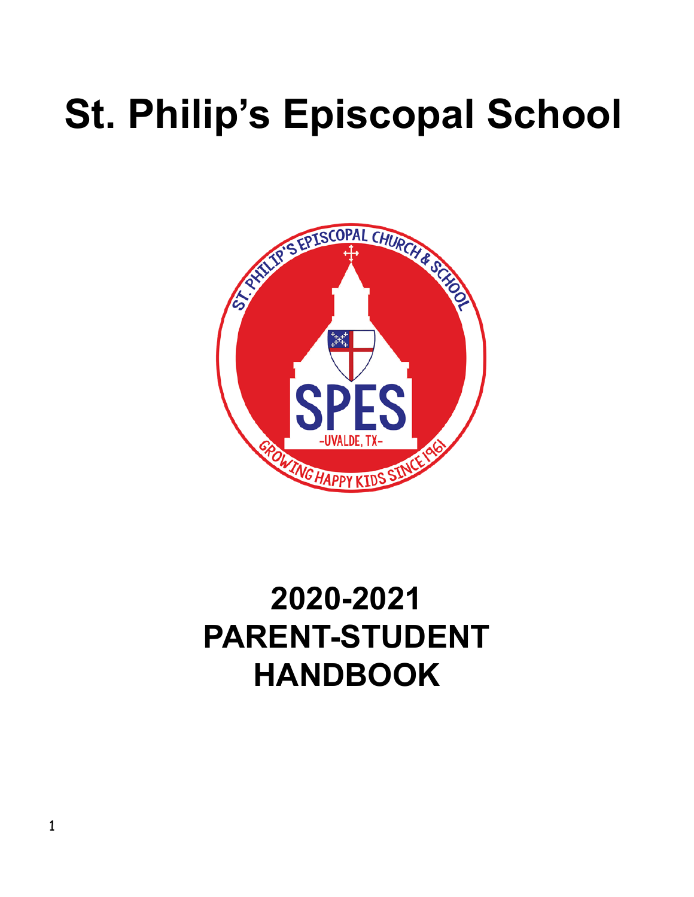# St. Philip's Episcopal School

# 2020-2021 PARENT-STUDENT HANDBOOK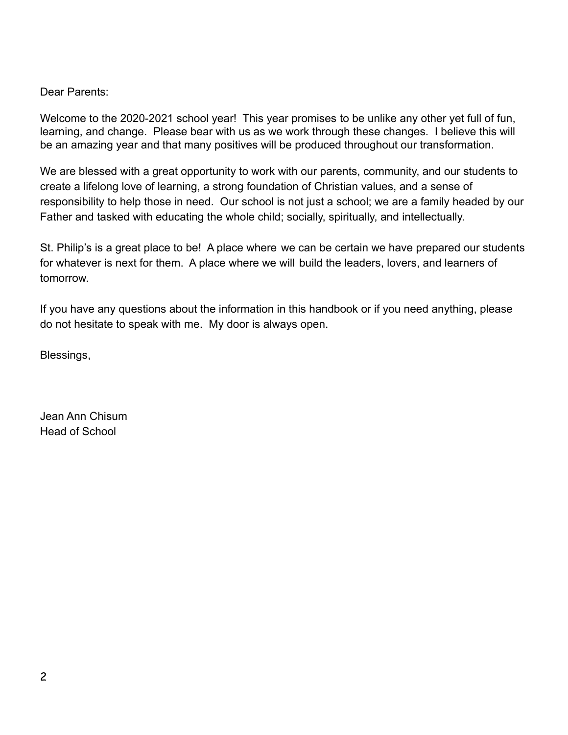Dear Parents:

Welcome to the 2020-2021 school year! This year promises to be unlike any other yet full of fun, learning, and change. Please bear with us as we work through these changes. I believe this will be an amazing year and that many positives will be produced throughout our transformation.

We are blessed with a great opportunity to work with our parents, community, and our students to create a lifelong love of learning, a strong foundation of Christian values, and a sense of responsibility to help those in need. Our school is not just a school; we are a family headed by our Father and tasked with educating the whole child; socially, spiritually, and intellectually.

St. Philip's is a great place to be! A place where we can be certain we have prepared our students for whatever is next for them. A place where we will build the leaders, lovers, and learners of tomorrow.

If you have any questions about the information in this handbook or if you need anything, please do not hesitate to speak with me. My door is always open.

Blessings,

Jean Ann Chisum
Head of School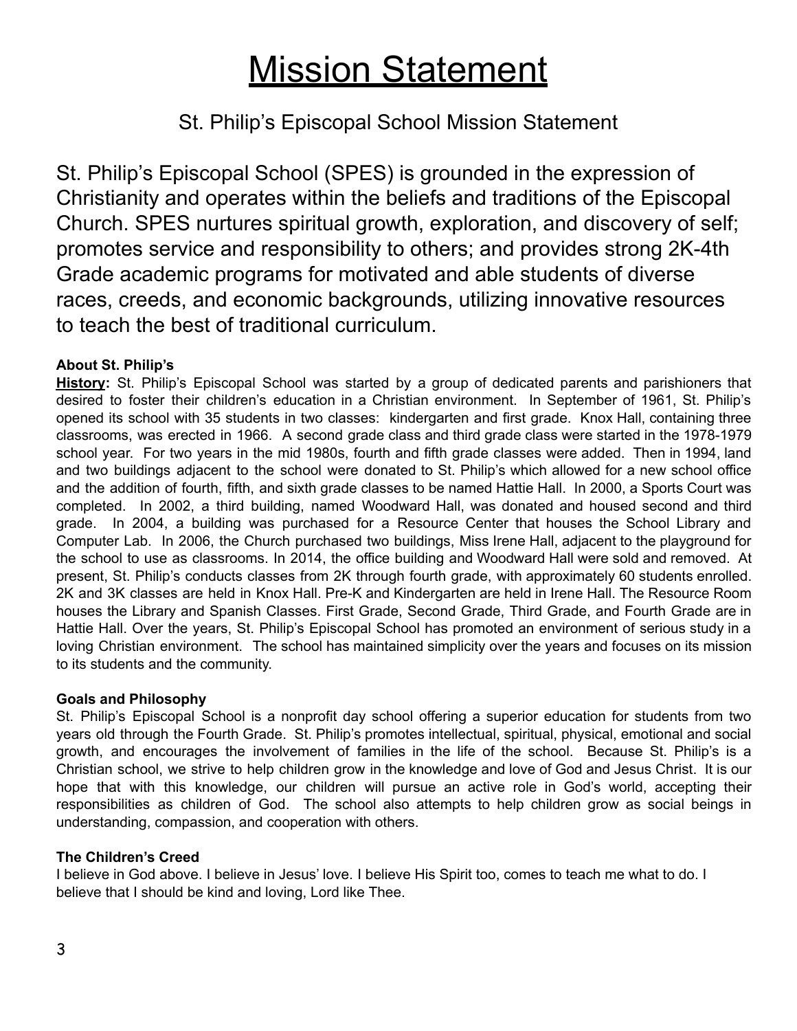# Mission Statement

## St. Philip's Episcopal School Mission Statement

St. Philip's Episcopal School (SPES) is grounded in the expression of Christianity and operates within the beliefs and traditions of the Episcopal Church. SPES nurtures spiritual growth, exploration, and discovery of self; promotes service and responsibility to others; and provides strong 2K-4th Grade academic programs for motivated and able students of diverse races, creeds, and economic backgrounds, utilizing innovative resources to teach the best of traditional curriculum.

**About St. Philip's**

**History:** St. Philip's Episcopal School was started by a group of dedicated parents and parishioners that desired to foster their children's education in a Christian environment. In September of 1961, St. Philip's opened its school with 35 students in two classes: kindergarten and first grade. Knox Hall, containing three classrooms, was erected in 1966. A second grade class and third grade class were started in the 1978-1979 school year. For two years in the mid 1980s, fourth and fifth grade classes were added. Then in 1994, land and two buildings adjacent to the school were donated to St. Philip's which allowed for a new school office and the addition of fourth, fifth, and sixth grade classes to be named Hattie Hall. In 2000, a Sports Court was completed. In 2002, a third building, named Woodward Hall, was donated and housed second and third grade. In 2004, a building was purchased for a Resource Center that houses the School Library and Computer Lab. In 2006, the Church purchased two buildings, Miss Irene Hall, adjacent to the playground for the school to use as classrooms. In 2014, the office building and Woodward Hall were sold and removed. At present, St. Philip's conducts classes from 2K through fourth grade, with approximately 60 students enrolled. 2K and 3K classes are held in Knox Hall. Pre-K and Kindergarten are held in Irene Hall. The Resource Room houses the Library and Spanish Classes. First Grade, Second Grade, Third Grade, and Fourth Grade are in Hattie Hall. Over the years, St. Philip's Episcopal School has promoted an environment of serious study in a loving Christian environment. The school has maintained simplicity over the years and focuses on its mission to its students and the community.

**Goals and Philosophy**

St. Philip's Episcopal School is a nonprofit day school offering a superior education for students from two years old through the Fourth Grade. St. Philip's promotes intellectual, spiritual, physical, emotional and social growth, and encourages the involvement of families in the life of the school. Because St. Philip's is a Christian school, we strive to help children grow in the knowledge and love of God and Jesus Christ. It is our hope that with this knowledge, our children will pursue an active role in God's world, accepting their responsibilities as children of God. The school also attempts to help children grow as social beings in understanding, compassion, and cooperation with others.

**The Children's Creed**

I believe in God above. I believe in Jesus' love. I believe His Spirit too, comes to teach me what to do. I believe that I should be kind and loving, Lord like Thee.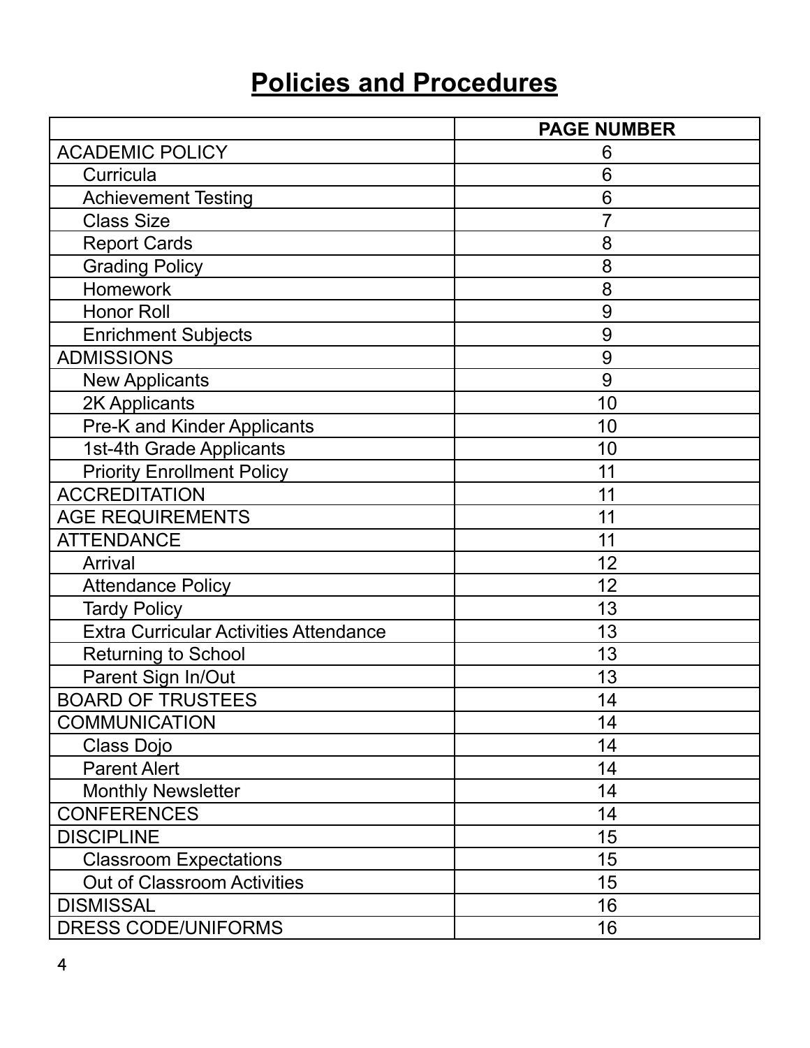# Policies and Procedures

| | PAGE NUMBER |
|---|---|
| ACADEMIC POLICY | 6 |
| Curricula | 6 |
| Achievement Testing | 6 |
| Class Size | 7 |
| Report Cards | 8 |
| Grading Policy | 8 |
| Homework | 8 |
| Honor Roll | 9 |
| Enrichment Subjects | 9 |
| ADMISSIONS | 9 |
| New Applicants | 9 |
| 2K Applicants | 10 |
| Pre-K and Kinder Applicants | 10 |
| 1st-4th Grade Applicants | 10 |
| Priority Enrollment Policy | 11 |
| ACCREDITATION | 11 |
| AGE REQUIREMENTS | 11 |
| ATTENDANCE | 11 |
| Arrival | 12 |
| Attendance Policy | 12 |
| Tardy Policy | 13 |
| Extra Curricular Activities Attendance | 13 |
| Returning to School | 13 |
| Parent Sign In/Out | 13 |
| BOARD OF TRUSTEES | 14 |
| COMMUNICATION | 14 |
| Class Dojo | 14 |
| Parent Alert | 14 |
| Monthly Newsletter | 14 |
| CONFERENCES | 14 |
| DISCIPLINE | 15 |
| Classroom Expectations | 15 |
| Out of Classroom Activities | 15 |
| DISMISSAL | 16 |
| DRESS CODE/UNIFORMS | 16 |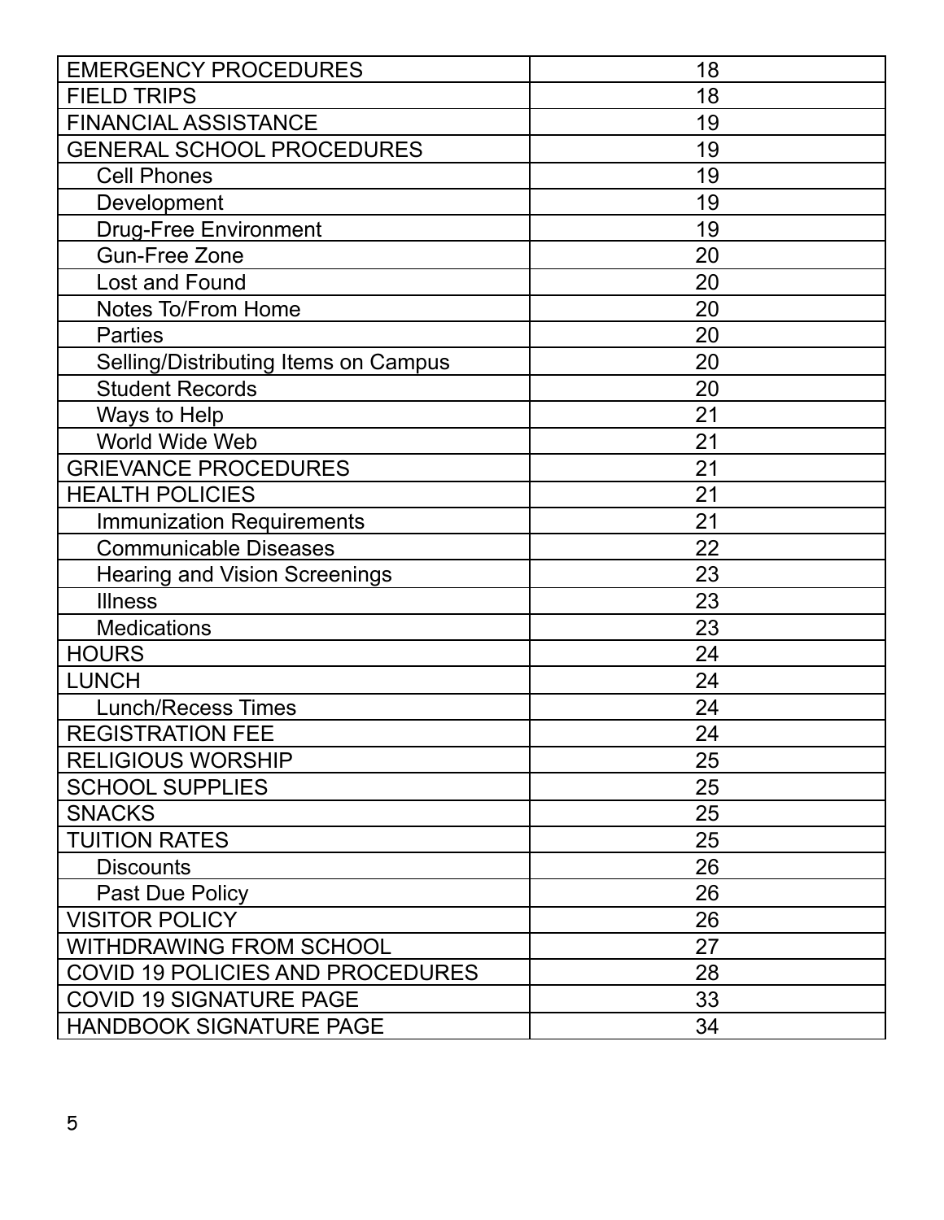| | |
|---|---|
| EMERGENCY PROCEDURES | 18 |
| FIELD TRIPS | 18 |
| FINANCIAL ASSISTANCE | 19 |
| GENERAL SCHOOL PROCEDURES | 19 |
| Cell Phones | 19 |
| Development | 19 |
| Drug-Free Environment | 19 |
| Gun-Free Zone | 20 |
| Lost and Found | 20 |
| Notes To/From Home | 20 |
| Parties | 20 |
| Selling/Distributing Items on Campus | 20 |
| Student Records | 20 |
| Ways to Help | 21 |
| World Wide Web | 21 |
| GRIEVANCE PROCEDURES | 21 |
| HEALTH POLICIES | 21 |
| Immunization Requirements | 21 |
| Communicable Diseases | 22 |
| Hearing and Vision Screenings | 23 |
| Illness | 23 |
| Medications | 23 |
| HOURS | 24 |
| LUNCH | 24 |
| Lunch/Recess Times | 24 |
| REGISTRATION FEE | 24 |
| RELIGIOUS WORSHIP | 25 |
| SCHOOL SUPPLIES | 25 |
| SNACKS | 25 |
| TUITION RATES | 25 |
| Discounts | 26 |
| Past Due Policy | 26 |
| VISITOR POLICY | 26 |
| WITHDRAWING FROM SCHOOL | 27 |
| COVID 19 POLICIES AND PROCEDURES | 28 |
| COVID 19 SIGNATURE PAGE | 33 |
| HANDBOOK SIGNATURE PAGE | 34 |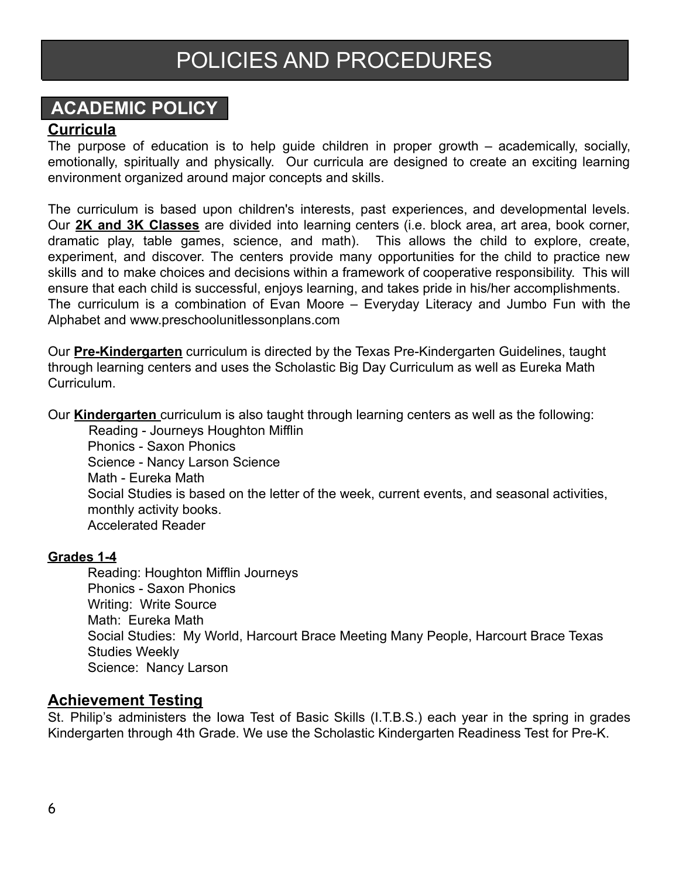# POLICIES AND PROCEDURES

## ACADEMIC POLICY

### Curricula

The purpose of education is to help guide children in proper growth – academically, socially, emotionally, spiritually and physically. Our curricula are designed to create an exciting learning environment organized around major concepts and skills.

The curriculum is based upon children's interests, past experiences, and developmental levels. Our **2K and 3K Classes** are divided into learning centers (i.e. block area, art area, book corner, dramatic play, table games, science, and math). This allows the child to explore, create, experiment, and discover. The centers provide many opportunities for the child to practice new skills and to make choices and decisions within a framework of cooperative responsibility. This will ensure that each child is successful, enjoys learning, and takes pride in his/her accomplishments. The curriculum is a combination of Evan Moore – Everyday Literacy and Jumbo Fun with the Alphabet and www.preschoolunitlessonplans.com

Our **Pre-Kindergarten** curriculum is directed by the Texas Pre-Kindergarten Guidelines, taught through learning centers and uses the Scholastic Big Day Curriculum as well as Eureka Math Curriculum.

Our **Kindergarten** curriculum is also taught through learning centers as well as the following:

- Reading - Journeys Houghton Mifflin
- Phonics - Saxon Phonics
- Science - Nancy Larson Science
- Math - Eureka Math
- Social Studies is based on the letter of the week, current events, and seasonal activities, monthly activity books.
- Accelerated Reader

**Grades 1-4**

- Reading: Houghton Mifflin Journeys
- Phonics - Saxon Phonics
- Writing: Write Source
- Math: Eureka Math
- Social Studies: My World, Harcourt Brace Meeting Many People, Harcourt Brace Texas Studies Weekly
- Science: Nancy Larson

### Achievement Testing

St. Philip's administers the Iowa Test of Basic Skills (I.T.B.S.) each year in the spring in grades Kindergarten through 4th Grade. We use the Scholastic Kindergarten Readiness Test for Pre-K.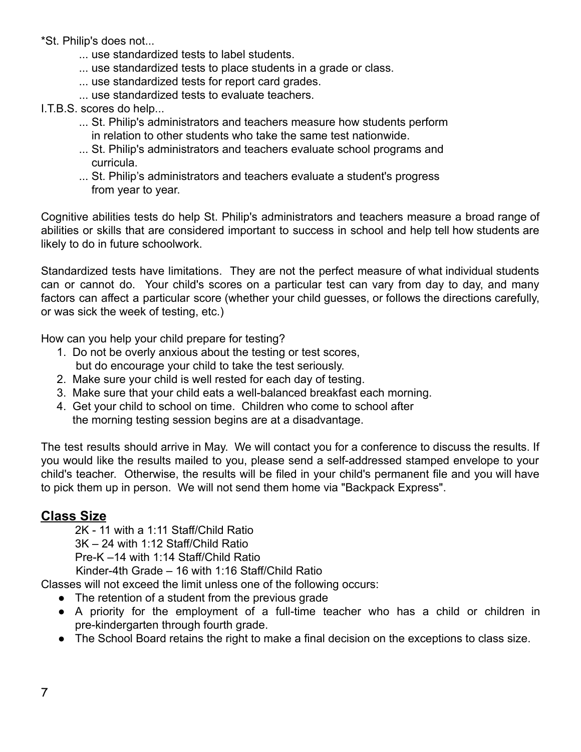*St. Philip's does not...

- ... use standardized tests to label students.
- ... use standardized tests to place students in a grade or class.
- ... use standardized tests for report card grades.
- ... use standardized tests to evaluate teachers.

I.T.B.S. scores do help...

- ... St. Philip's administrators and teachers measure how students perform in relation to other students who take the same test nationwide.
- ... St. Philip's administrators and teachers evaluate school programs and curricula.
- ... St. Philip's administrators and teachers evaluate a student's progress from year to year.

Cognitive abilities tests do help St. Philip's administrators and teachers measure a broad range of abilities or skills that are considered important to success in school and help tell how students are likely to do in future schoolwork.

Standardized tests have limitations. They are not the perfect measure of what individual students can or cannot do. Your child's scores on a particular test can vary from day to day, and many factors can affect a particular score (whether your child guesses, or follows the directions carefully, or was sick the week of testing, etc.)

How can you help your child prepare for testing?

1. Do not be overly anxious about the testing or test scores, but do encourage your child to take the test seriously.
2. Make sure your child is well rested for each day of testing.
3. Make sure that your child eats a well-balanced breakfast each morning.
4. Get your child to school on time. Children who come to school after the morning testing session begins are at a disadvantage.

The test results should arrive in May. We will contact you for a conference to discuss the results. If you would like the results mailed to you, please send a self-addressed stamped envelope to your child's teacher. Otherwise, the results will be filed in your child's permanent file and you will have to pick them up in person. We will not send them home via "Backpack Express".

## Class Size

2K - 11 with a 1:11 Staff/Child Ratio
3K – 24 with 1:12 Staff/Child Ratio
Pre-K –14 with 1:14 Staff/Child Ratio
Kinder-4th Grade – 16 with 1:16 Staff/Child Ratio

Classes will not exceed the limit unless one of the following occurs:

- The retention of a student from the previous grade
- A priority for the employment of a full-time teacher who has a child or children in pre-kindergarten through fourth grade.
- The School Board retains the right to make a final decision on the exceptions to class size.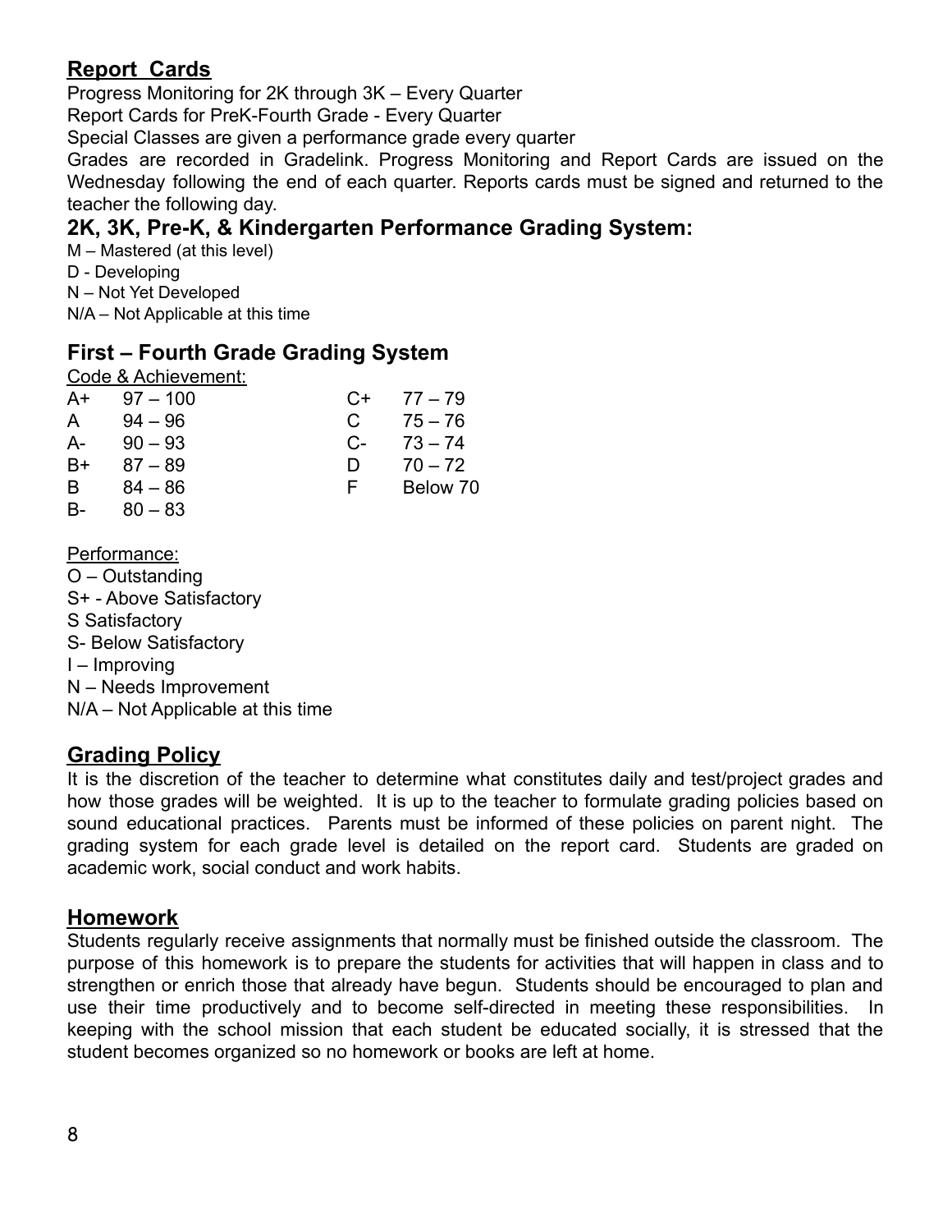## **Report Cards**

Progress Monitoring for 2K through 3K – Every Quarter
Report Cards for PreK-Fourth Grade - Every Quarter
Special Classes are given a performance grade every quarter
Grades are recorded in Gradelink. Progress Monitoring and Report Cards are issued on the Wednesday following the end of each quarter. Reports cards must be signed and returned to the teacher the following day.

## 2K, 3K, Pre-K, & Kindergarten Performance Grading System:

M – Mastered (at this level)
D - Developing
N – Not Yet Developed
N/A – Not Applicable at this time

## First – Fourth Grade Grading System

Code & Achievement:

| | | | |
|---|---|---|---|
| A+ | 97 – 100 | C+ | 77 – 79 |
| A | 94 – 96 | C | 75 – 76 |
| A- | 90 – 93 | C- | 73 – 74 |
| B+ | 87 – 89 | D | 70 – 72 |
| B | 84 – 86 | F | Below 70 |
| B- | 80 – 83 | | |

Performance:

O – Outstanding
S+ - Above Satisfactory
S Satisfactory
S- Below Satisfactory
I – Improving
N – Needs Improvement
N/A – Not Applicable at this time

## **Grading Policy**

It is the discretion of the teacher to determine what constitutes daily and test/project grades and how those grades will be weighted. It is up to the teacher to formulate grading policies based on sound educational practices. Parents must be informed of these policies on parent night. The grading system for each grade level is detailed on the report card. Students are graded on academic work, social conduct and work habits.

## **Homework**

Students regularly receive assignments that normally must be finished outside the classroom. The purpose of this homework is to prepare the students for activities that will happen in class and to strengthen or enrich those that already have begun. Students should be encouraged to plan and use their time productively and to become self-directed in meeting these responsibilities. In keeping with the school mission that each student be educated socially, it is stressed that the student becomes organized so no homework or books are left at home.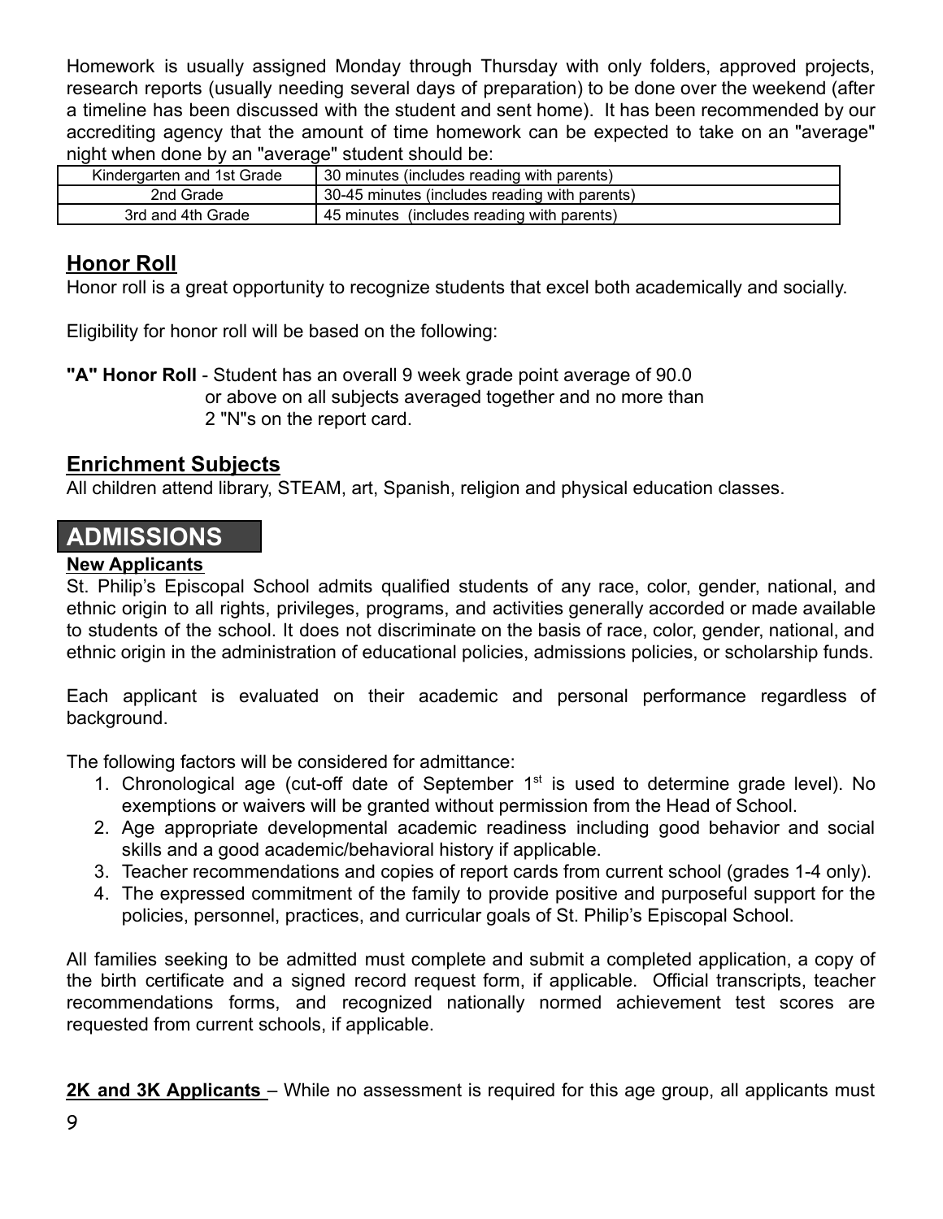Homework is usually assigned Monday through Thursday with only folders, approved projects, research reports (usually needing several days of preparation) to be done over the weekend (after a timeline has been discussed with the student and sent home). It has been recommended by our accrediting agency that the amount of time homework can be expected to take on an "average" night when done by an "average" student should be:

| | |
|---|---|
| Kindergarten and 1st Grade | 30 minutes (includes reading with parents) |
| 2nd Grade | 30-45 minutes (includes reading with parents) |
| 3rd and 4th Grade | 45 minutes (includes reading with parents) |

## Honor Roll

Honor roll is a great opportunity to recognize students that excel both academically and socially.

Eligibility for honor roll will be based on the following:

**"A" Honor Roll** - Student has an overall 9 week grade point average of 90.0 or above on all subjects averaged together and no more than 2 "N"s on the report card.

## Enrichment Subjects

All children attend library, STEAM, art, Spanish, religion and physical education classes.

# ADMISSIONS

### New Applicants

St. Philip's Episcopal School admits qualified students of any race, color, gender, national, and ethnic origin to all rights, privileges, programs, and activities generally accorded or made available to students of the school. It does not discriminate on the basis of race, color, gender, national, and ethnic origin in the administration of educational policies, admissions policies, or scholarship funds.

Each applicant is evaluated on their academic and personal performance regardless of background.

The following factors will be considered for admittance:

1. Chronological age (cut-off date of September 1st is used to determine grade level). No exemptions or waivers will be granted without permission from the Head of School.
2. Age appropriate developmental academic readiness including good behavior and social skills and a good academic/behavioral history if applicable.
3. Teacher recommendations and copies of report cards from current school (grades 1-4 only).
4. The expressed commitment of the family to provide positive and purposeful support for the policies, personnel, practices, and curricular goals of St. Philip's Episcopal School.

All families seeking to be admitted must complete and submit a completed application, a copy of the birth certificate and a signed record request form, if applicable. Official transcripts, teacher recommendations forms, and recognized nationally normed achievement test scores are requested from current schools, if applicable.

**2K and 3K Applicants** – While no assessment is required for this age group, all applicants must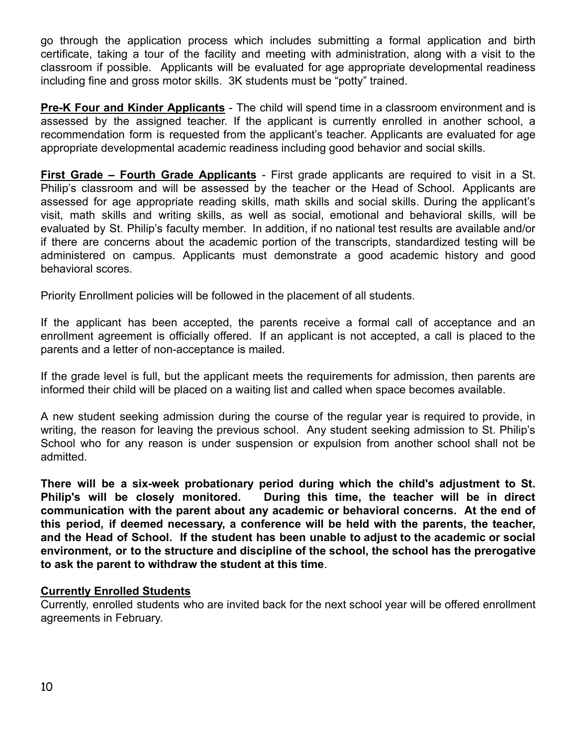go through the application process which includes submitting a formal application and birth certificate, taking a tour of the facility and meeting with administration, along with a visit to the classroom if possible. Applicants will be evaluated for age appropriate developmental readiness including fine and gross motor skills. 3K students must be "potty" trained.

**Pre-K Four and Kinder Applicants** - The child will spend time in a classroom environment and is assessed by the assigned teacher. If the applicant is currently enrolled in another school, a recommendation form is requested from the applicant's teacher. Applicants are evaluated for age appropriate developmental academic readiness including good behavior and social skills.

**First Grade – Fourth Grade Applicants** - First grade applicants are required to visit in a St. Philip's classroom and will be assessed by the teacher or the Head of School. Applicants are assessed for age appropriate reading skills, math skills and social skills. During the applicant's visit, math skills and writing skills, as well as social, emotional and behavioral skills, will be evaluated by St. Philip's faculty member. In addition, if no national test results are available and/or if there are concerns about the academic portion of the transcripts, standardized testing will be administered on campus. Applicants must demonstrate a good academic history and good behavioral scores.

Priority Enrollment policies will be followed in the placement of all students.

If the applicant has been accepted, the parents receive a formal call of acceptance and an enrollment agreement is officially offered. If an applicant is not accepted, a call is placed to the parents and a letter of non-acceptance is mailed.

If the grade level is full, but the applicant meets the requirements for admission, then parents are informed their child will be placed on a waiting list and called when space becomes available.

A new student seeking admission during the course of the regular year is required to provide, in writing, the reason for leaving the previous school. Any student seeking admission to St. Philip's School who for any reason is under suspension or expulsion from another school shall not be admitted.

**There will be a six-week probationary period during which the child's adjustment to St. Philip's will be closely monitored. During this time, the teacher will be in direct communication with the parent about any academic or behavioral concerns. At the end of this period, if deemed necessary, a conference will be held with the parents, the teacher, and the Head of School. If the student has been unable to adjust to the academic or social environment, or to the structure and discipline of the school, the school has the prerogative to ask the parent to withdraw the student at this time**.

**Currently Enrolled Students**

Currently, enrolled students who are invited back for the next school year will be offered enrollment agreements in February.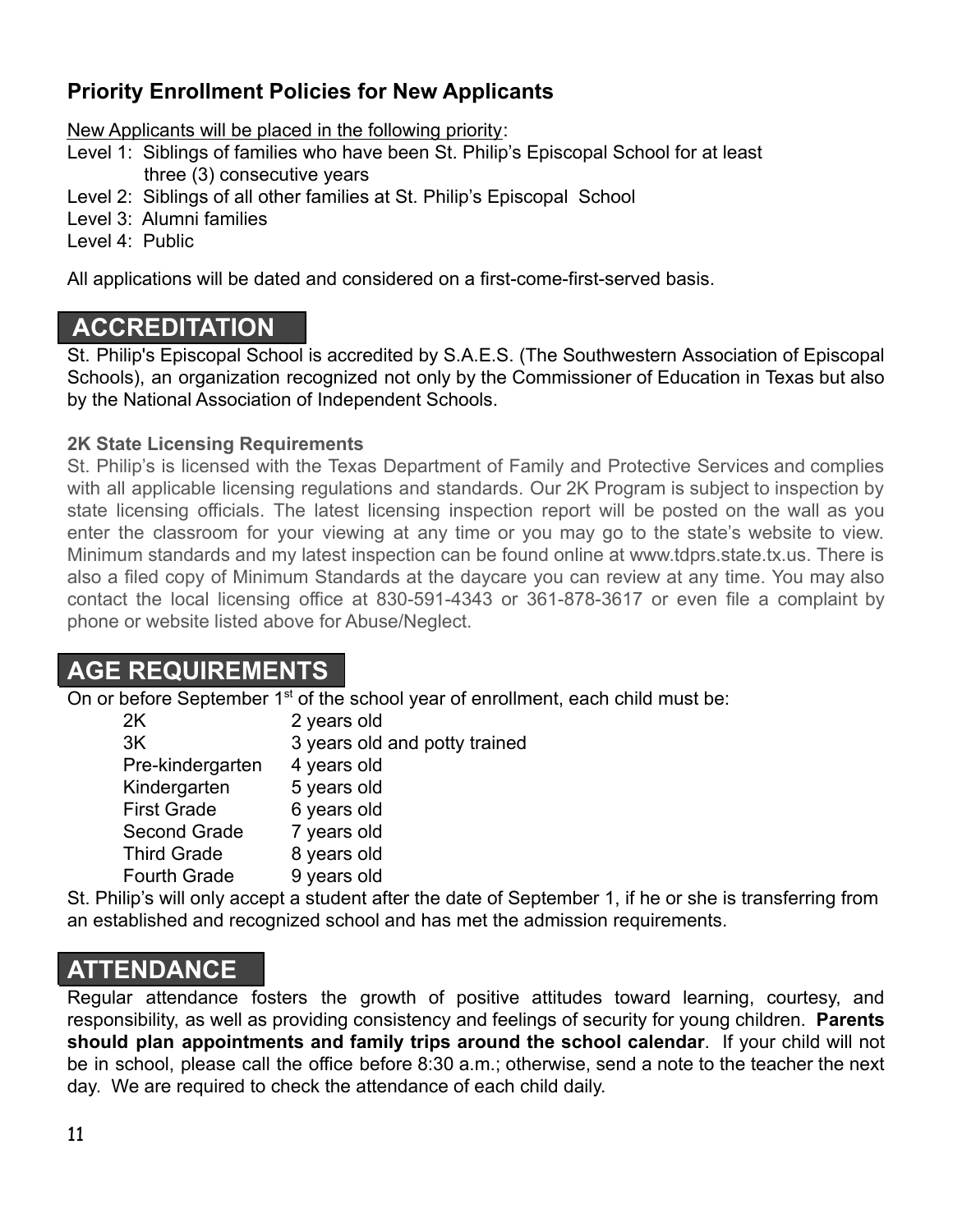## Priority Enrollment Policies for New Applicants

New Applicants will be placed in the following priority:

Level 1: Siblings of families who have been St. Philip's Episcopal School for at least three (3) consecutive years
Level 2: Siblings of all other families at St. Philip's Episcopal School
Level 3: Alumni families
Level 4: Public

All applications will be dated and considered on a first-come-first-served basis.

# ACCREDITATION

St. Philip's Episcopal School is accredited by S.A.E.S. (The Southwestern Association of Episcopal Schools), an organization recognized not only by the Commissioner of Education in Texas but also by the National Association of Independent Schools.

### 2K State Licensing Requirements

St. Philip's is licensed with the Texas Department of Family and Protective Services and complies with all applicable licensing regulations and standards. Our 2K Program is subject to inspection by state licensing officials. The latest licensing inspection report will be posted on the wall as you enter the classroom for your viewing at any time or you may go to the state's website to view. Minimum standards and my latest inspection can be found online at www.tdprs.state.tx.us. There is also a filed copy of Minimum Standards at the daycare you can review at any time. You may also contact the local licensing office at 830-591-4343 or 361-878-3617 or even file a complaint by phone or website listed above for Abuse/Neglect.

# AGE REQUIREMENTS

On or before September 1st of the school year of enrollment, each child must be:

| Grade | Age |
|---|---|
| 2K | 2 years old |
| 3K | 3 years old and potty trained |
| Pre-kindergarten | 4 years old |
| Kindergarten | 5 years old |
| First Grade | 6 years old |
| Second Grade | 7 years old |
| Third Grade | 8 years old |
| Fourth Grade | 9 years old |

St. Philip's will only accept a student after the date of September 1, if he or she is transferring from an established and recognized school and has met the admission requirements.

# ATTENDANCE

Regular attendance fosters the growth of positive attitudes toward learning, courtesy, and responsibility, as well as providing consistency and feelings of security for young children. **Parents should plan appointments and family trips around the school calendar**. If your child will not be in school, please call the office before 8:30 a.m.; otherwise, send a note to the teacher the next day. We are required to check the attendance of each child daily.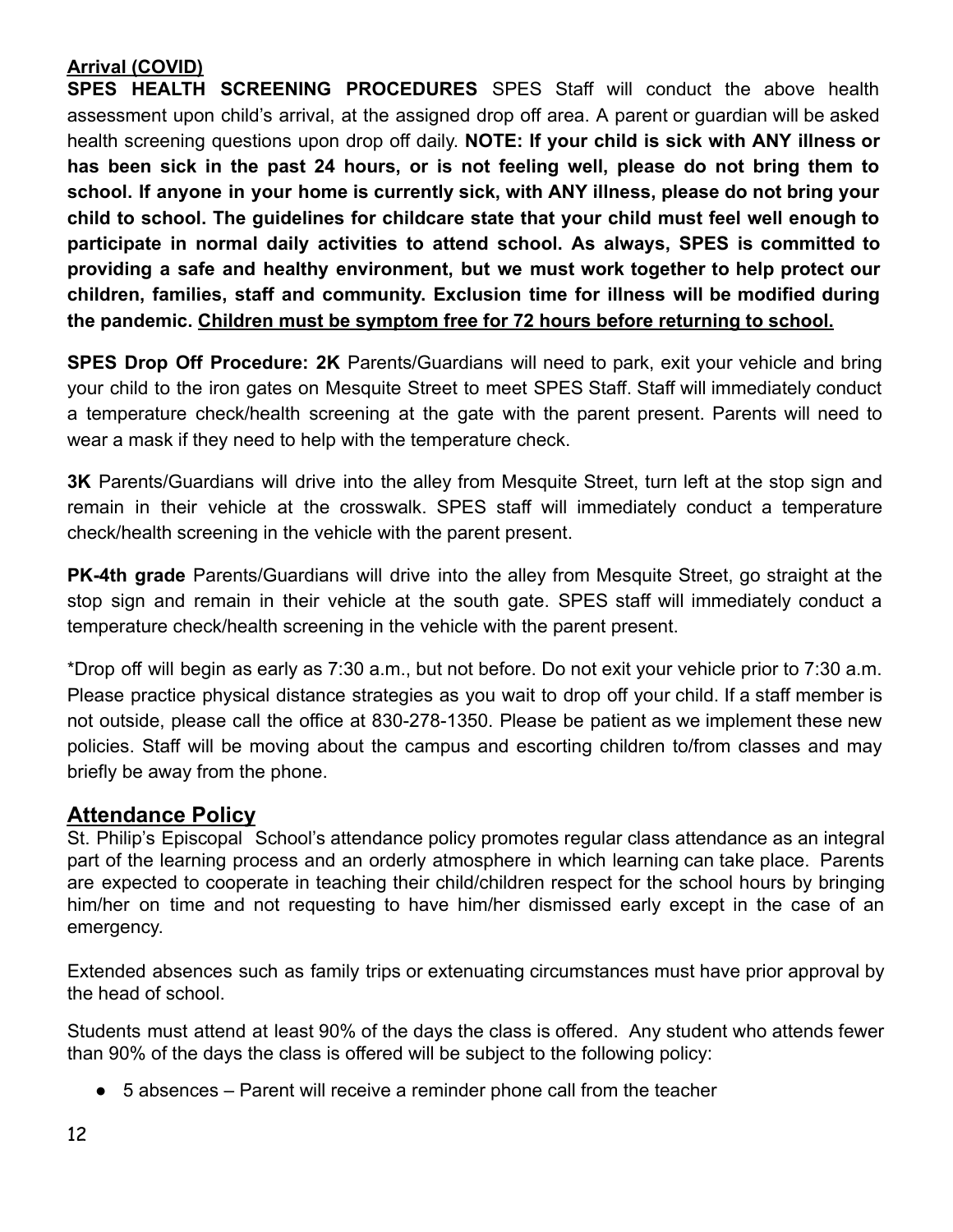**Arrival (COVID)**

**SPES HEALTH SCREENING PROCEDURES** SPES Staff will conduct the above health assessment upon child's arrival, at the assigned drop off area. A parent or guardian will be asked health screening questions upon drop off daily. **NOTE: If your child is sick with ANY illness or has been sick in the past 24 hours, or is not feeling well, please do not bring them to school. If anyone in your home is currently sick, with ANY illness, please do not bring your child to school. The guidelines for childcare state that your child must feel well enough to participate in normal daily activities to attend school. As always, SPES is committed to providing a safe and healthy environment, but we must work together to help protect our children, families, staff and community. Exclusion time for illness will be modified during the pandemic. <u>Children must be symptom free for 72 hours before returning to school.</u>**

**SPES Drop Off Procedure: 2K** Parents/Guardians will need to park, exit your vehicle and bring your child to the iron gates on Mesquite Street to meet SPES Staff. Staff will immediately conduct a temperature check/health screening at the gate with the parent present. Parents will need to wear a mask if they need to help with the temperature check.

**3K** Parents/Guardians will drive into the alley from Mesquite Street, turn left at the stop sign and remain in their vehicle at the crosswalk. SPES staff will immediately conduct a temperature check/health screening in the vehicle with the parent present.

**PK-4th grade** Parents/Guardians will drive into the alley from Mesquite Street, go straight at the stop sign and remain in their vehicle at the south gate. SPES staff will immediately conduct a temperature check/health screening in the vehicle with the parent present.

*Drop off will begin as early as 7:30 a.m., but not before. Do not exit your vehicle prior to 7:30 a.m. Please practice physical distance strategies as you wait to drop off your child. If a staff member is not outside, please call the office at 830-278-1350. Please be patient as we implement these new policies. Staff will be moving about the campus and escorting children to/from classes and may briefly be away from the phone.

## Attendance Policy

St. Philip's Episcopal School's attendance policy promotes regular class attendance as an integral part of the learning process and an orderly atmosphere in which learning can take place. Parents are expected to cooperate in teaching their child/children respect for the school hours by bringing him/her on time and not requesting to have him/her dismissed early except in the case of an emergency.

Extended absences such as family trips or extenuating circumstances must have prior approval by the head of school.

Students must attend at least 90% of the days the class is offered. Any student who attends fewer than 90% of the days the class is offered will be subject to the following policy:

- 5 absences – Parent will receive a reminder phone call from the teacher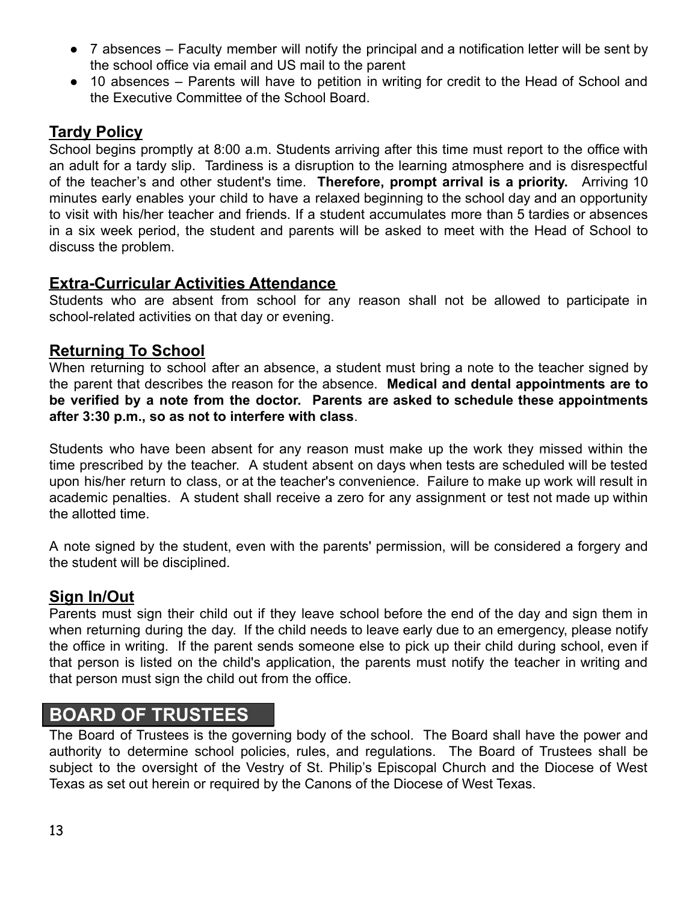- 7 absences – Faculty member will notify the principal and a notification letter will be sent by the school office via email and US mail to the parent
- 10 absences – Parents will have to petition in writing for credit to the Head of School and the Executive Committee of the School Board.

## Tardy Policy

School begins promptly at 8:00 a.m. Students arriving after this time must report to the office with an adult for a tardy slip. Tardiness is a disruption to the learning atmosphere and is disrespectful of the teacher's and other student's time. **Therefore, prompt arrival is a priority.** Arriving 10 minutes early enables your child to have a relaxed beginning to the school day and an opportunity to visit with his/her teacher and friends. If a student accumulates more than 5 tardies or absences in a six week period, the student and parents will be asked to meet with the Head of School to discuss the problem.

## Extra-Curricular Activities Attendance

Students who are absent from school for any reason shall not be allowed to participate in school-related activities on that day or evening.

## Returning To School

When returning to school after an absence, a student must bring a note to the teacher signed by the parent that describes the reason for the absence. **Medical and dental appointments are to be verified by a note from the doctor. Parents are asked to schedule these appointments after 3:30 p.m., so as not to interfere with class**.

Students who have been absent for any reason must make up the work they missed within the time prescribed by the teacher. A student absent on days when tests are scheduled will be tested upon his/her return to class, or at the teacher's convenience. Failure to make up work will result in academic penalties. A student shall receive a zero for any assignment or test not made up within the allotted time.

A note signed by the student, even with the parents' permission, will be considered a forgery and the student will be disciplined.

## Sign In/Out

Parents must sign their child out if they leave school before the end of the day and sign them in when returning during the day. If the child needs to leave early due to an emergency, please notify the office in writing. If the parent sends someone else to pick up their child during school, even if that person is listed on the child's application, the parents must notify the teacher in writing and that person must sign the child out from the office.

# BOARD OF TRUSTEES

The Board of Trustees is the governing body of the school. The Board shall have the power and authority to determine school policies, rules, and regulations. The Board of Trustees shall be subject to the oversight of the Vestry of St. Philip's Episcopal Church and the Diocese of West Texas as set out herein or required by the Canons of the Diocese of West Texas.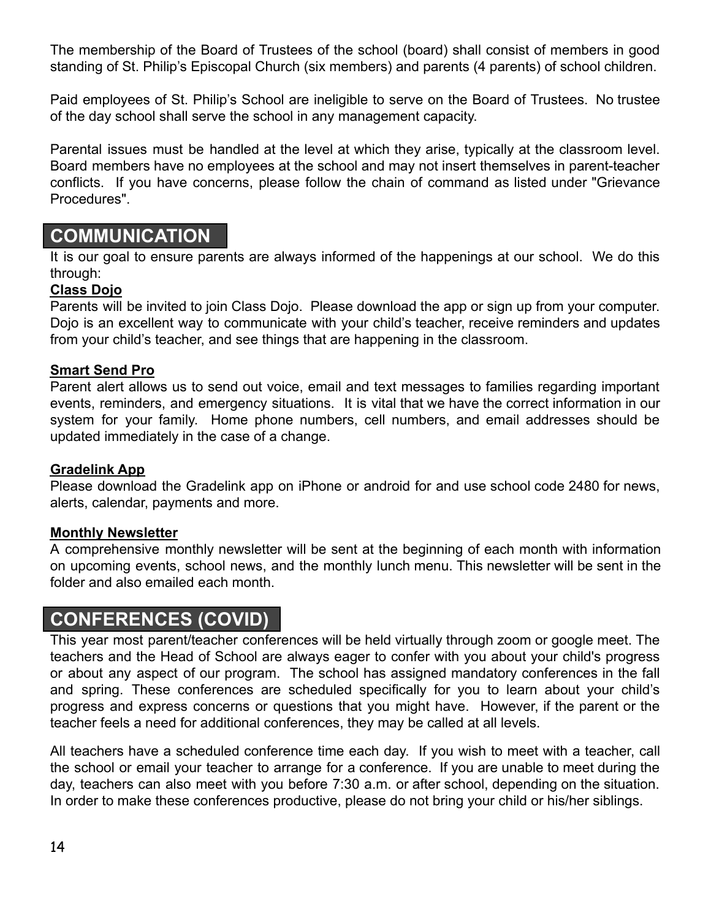The membership of the Board of Trustees of the school (board) shall consist of members in good standing of St. Philip's Episcopal Church (six members) and parents (4 parents) of school children.

Paid employees of St. Philip's School are ineligible to serve on the Board of Trustees. No trustee of the day school shall serve the school in any management capacity.

Parental issues must be handled at the level at which they arise, typically at the classroom level. Board members have no employees at the school and may not insert themselves in parent-teacher conflicts. If you have concerns, please follow the chain of command as listed under "Grievance Procedures".

## COMMUNICATION

It is our goal to ensure parents are always informed of the happenings at our school. We do this through:

### Class Dojo

Parents will be invited to join Class Dojo. Please download the app or sign up from your computer. Dojo is an excellent way to communicate with your child's teacher, receive reminders and updates from your child's teacher, and see things that are happening in the classroom.

### Smart Send Pro

Parent alert allows us to send out voice, email and text messages to families regarding important events, reminders, and emergency situations. It is vital that we have the correct information in our system for your family. Home phone numbers, cell numbers, and email addresses should be updated immediately in the case of a change.

### Gradelink App

Please download the Gradelink app on iPhone or android for and use school code 2480 for news, alerts, calendar, payments and more.

### Monthly Newsletter

A comprehensive monthly newsletter will be sent at the beginning of each month with information on upcoming events, school news, and the monthly lunch menu. This newsletter will be sent in the folder and also emailed each month.

## CONFERENCES (COVID)

This year most parent/teacher conferences will be held virtually through zoom or google meet. The teachers and the Head of School are always eager to confer with you about your child's progress or about any aspect of our program. The school has assigned mandatory conferences in the fall and spring. These conferences are scheduled specifically for you to learn about your child's progress and express concerns or questions that you might have. However, if the parent or the teacher feels a need for additional conferences, they may be called at all levels.

All teachers have a scheduled conference time each day. If you wish to meet with a teacher, call the school or email your teacher to arrange for a conference. If you are unable to meet during the day, teachers can also meet with you before 7:30 a.m. or after school, depending on the situation. In order to make these conferences productive, please do not bring your child or his/her siblings.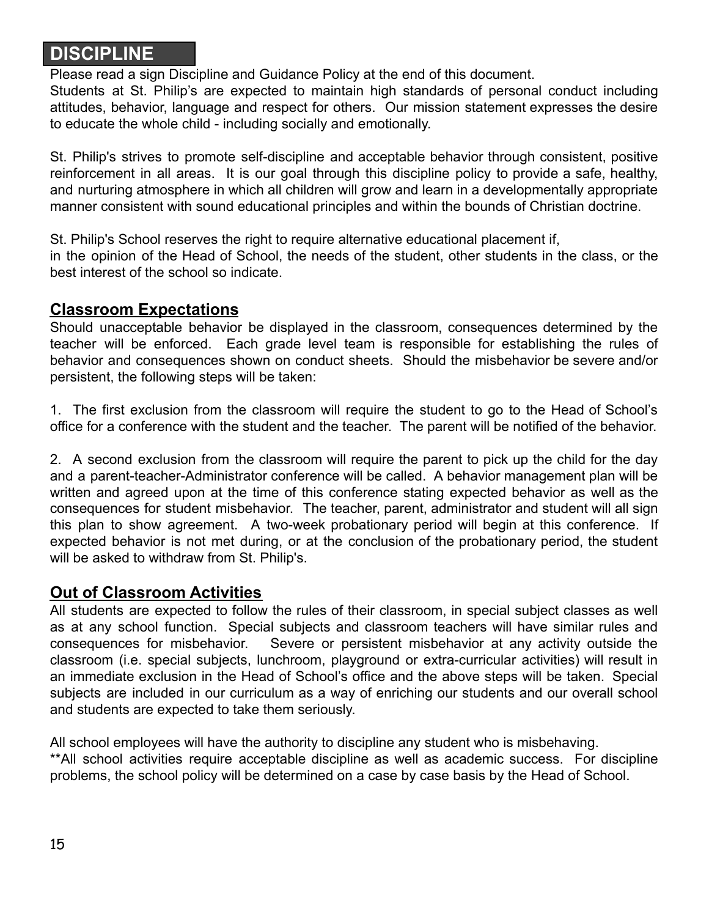# DISCIPLINE

Please read a sign Discipline and Guidance Policy at the end of this document.

Students at St. Philip's are expected to maintain high standards of personal conduct including attitudes, behavior, language and respect for others. Our mission statement expresses the desire to educate the whole child - including socially and emotionally.

St. Philip's strives to promote self-discipline and acceptable behavior through consistent, positive reinforcement in all areas. It is our goal through this discipline policy to provide a safe, healthy, and nurturing atmosphere in which all children will grow and learn in a developmentally appropriate manner consistent with sound educational principles and within the bounds of Christian doctrine.

St. Philip's School reserves the right to require alternative educational placement if, in the opinion of the Head of School, the needs of the student, other students in the class, or the best interest of the school so indicate.

## Classroom Expectations

Should unacceptable behavior be displayed in the classroom, consequences determined by the teacher will be enforced. Each grade level team is responsible for establishing the rules of behavior and consequences shown on conduct sheets. Should the misbehavior be severe and/or persistent, the following steps will be taken:

1. The first exclusion from the classroom will require the student to go to the Head of School's office for a conference with the student and the teacher. The parent will be notified of the behavior.

2. A second exclusion from the classroom will require the parent to pick up the child for the day and a parent-teacher-Administrator conference will be called. A behavior management plan will be written and agreed upon at the time of this conference stating expected behavior as well as the consequences for student misbehavior. The teacher, parent, administrator and student will all sign this plan to show agreement. A two-week probationary period will begin at this conference. If expected behavior is not met during, or at the conclusion of the probationary period, the student will be asked to withdraw from St. Philip's.

## Out of Classroom Activities

All students are expected to follow the rules of their classroom, in special subject classes as well as at any school function. Special subjects and classroom teachers will have similar rules and consequences for misbehavior. Severe or persistent misbehavior at any activity outside the classroom (i.e. special subjects, lunchroom, playground or extra-curricular activities) will result in an immediate exclusion in the Head of School's office and the above steps will be taken. Special subjects are included in our curriculum as a way of enriching our students and our overall school and students are expected to take them seriously.

All school employees will have the authority to discipline any student who is misbehaving.

**All school activities require acceptable discipline as well as academic success. For discipline problems, the school policy will be determined on a case by case basis by the Head of School.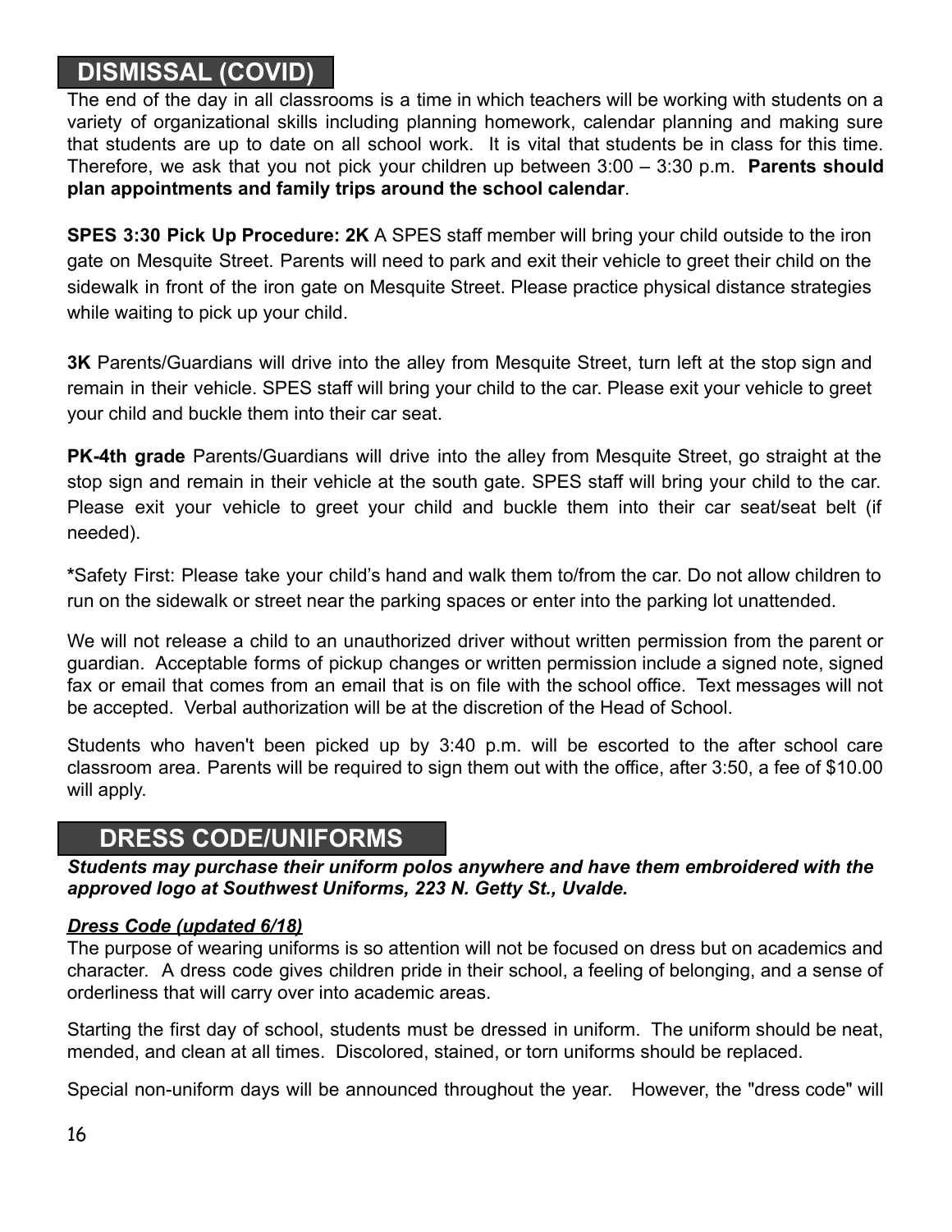## DISMISSAL (COVID)

The end of the day in all classrooms is a time in which teachers will be working with students on a variety of organizational skills including planning homework, calendar planning and making sure that students are up to date on all school work. It is vital that students be in class for this time. Therefore, we ask that you not pick your children up between 3:00 – 3:30 p.m. **Parents should plan appointments and family trips around the school calendar**.

**SPES 3:30 Pick Up Procedure: 2K** A SPES staff member will bring your child outside to the iron gate on Mesquite Street. Parents will need to park and exit their vehicle to greet their child on the sidewalk in front of the iron gate on Mesquite Street. Please practice physical distance strategies while waiting to pick up your child.

**3K** Parents/Guardians will drive into the alley from Mesquite Street, turn left at the stop sign and remain in their vehicle. SPES staff will bring your child to the car. Please exit your vehicle to greet your child and buckle them into their car seat.

**PK-4th grade** Parents/Guardians will drive into the alley from Mesquite Street, go straight at the stop sign and remain in their vehicle at the south gate. SPES staff will bring your child to the car. Please exit your vehicle to greet your child and buckle them into their car seat/seat belt (if needed).

***Safety First: Please take your child's hand and walk them to/from the car. Do not allow children to run on the sidewalk or street near the parking spaces or enter into the parking lot unattended.

We will not release a child to an unauthorized driver without written permission from the parent or guardian. Acceptable forms of pickup changes or written permission include a signed note, signed fax or email that comes from an email that is on file with the school office. Text messages will not be accepted. Verbal authorization will be at the discretion of the Head of School.

Students who haven't been picked up by 3:40 p.m. will be escorted to the after school care classroom area. Parents will be required to sign them out with the office, after 3:50, a fee of $10.00 will apply.

## DRESS CODE/UNIFORMS

***Students may purchase their uniform polos anywhere and have them embroidered with the approved logo at Southwest Uniforms, 223 N. Getty St., Uvalde.***

***<u>Dress Code (updated 6/18)</u>***

The purpose of wearing uniforms is so attention will not be focused on dress but on academics and character. A dress code gives children pride in their school, a feeling of belonging, and a sense of orderliness that will carry over into academic areas.

Starting the first day of school, students must be dressed in uniform. The uniform should be neat, mended, and clean at all times. Discolored, stained, or torn uniforms should be replaced.

Special non-uniform days will be announced throughout the year. However, the "dress code" will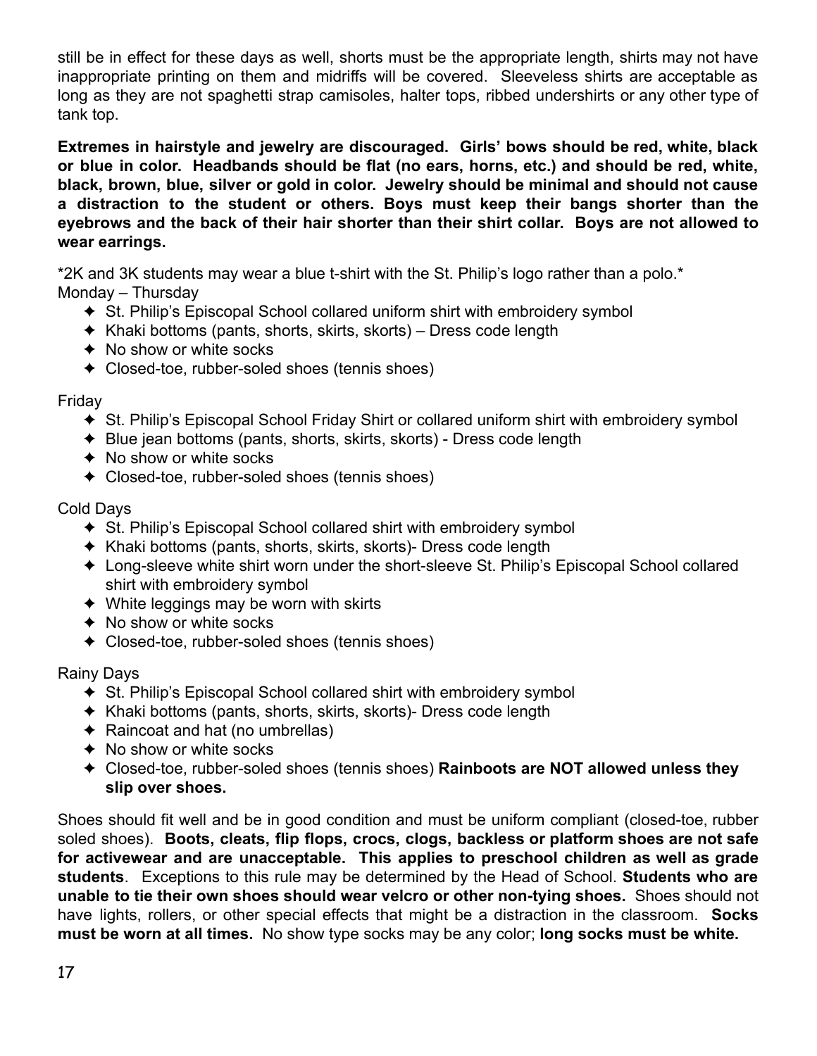still be in effect for these days as well, shorts must be the appropriate length, shirts may not have inappropriate printing on them and midriffs will be covered. Sleeveless shirts are acceptable as long as they are not spaghetti strap camisoles, halter tops, ribbed undershirts or any other type of tank top.

**Extremes in hairstyle and jewelry are discouraged. Girls' bows should be red, white, black or blue in color. Headbands should be flat (no ears, horns, etc.) and should be red, white, black, brown, blue, silver or gold in color. Jewelry should be minimal and should not cause a distraction to the student or others. Boys must keep their bangs shorter than the eyebrows and the back of their hair shorter than their shirt collar. Boys are not allowed to wear earrings.**

*2K and 3K students may wear a blue t-shirt with the St. Philip's logo rather than a polo.*

Monday – Thursday

- St. Philip's Episcopal School collared uniform shirt with embroidery symbol
- Khaki bottoms (pants, shorts, skirts, skorts) – Dress code length
- No show or white socks
- Closed-toe, rubber-soled shoes (tennis shoes)

Friday

- St. Philip's Episcopal School Friday Shirt or collared uniform shirt with embroidery symbol
- Blue jean bottoms (pants, shorts, skirts, skorts) - Dress code length
- No show or white socks
- Closed-toe, rubber-soled shoes (tennis shoes)

Cold Days

- St. Philip's Episcopal School collared shirt with embroidery symbol
- Khaki bottoms (pants, shorts, skirts, skorts)- Dress code length
- Long-sleeve white shirt worn under the short-sleeve St. Philip's Episcopal School collared shirt with embroidery symbol
- White leggings may be worn with skirts
- No show or white socks
- Closed-toe, rubber-soled shoes (tennis shoes)

Rainy Days

- St. Philip's Episcopal School collared shirt with embroidery symbol
- Khaki bottoms (pants, shorts, skirts, skorts)- Dress code length
- Raincoat and hat (no umbrellas)
- No show or white socks
- Closed-toe, rubber-soled shoes (tennis shoes) **Rainboots are NOT allowed unless they slip over shoes.**

Shoes should fit well and be in good condition and must be uniform compliant (closed-toe, rubber soled shoes). **Boots, cleats, flip flops, crocs, clogs, backless or platform shoes are not safe for activewear and are unacceptable. This applies to preschool children as well as grade students**. Exceptions to this rule may be determined by the Head of School. **Students who are unable to tie their own shoes should wear velcro or other non-tying shoes.** Shoes should not have lights, rollers, or other special effects that might be a distraction in the classroom. **Socks must be worn at all times.** No show type socks may be any color; **long socks must be white.**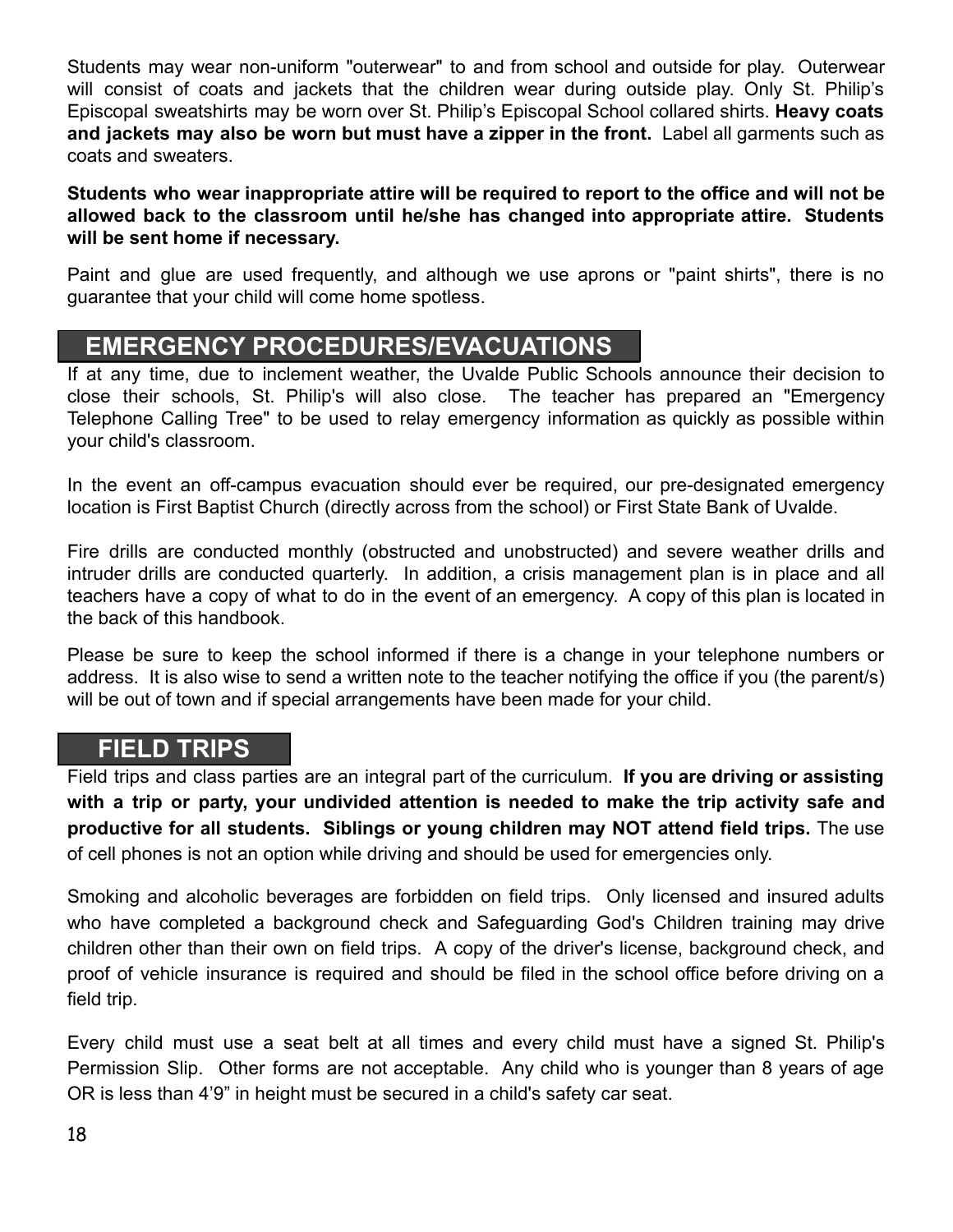Students may wear non-uniform "outerwear" to and from school and outside for play. Outerwear will consist of coats and jackets that the children wear during outside play. Only St. Philip's Episcopal sweatshirts may be worn over St. Philip's Episcopal School collared shirts. **Heavy coats and jackets may also be worn but must have a zipper in the front.** Label all garments such as coats and sweaters.

**Students who wear inappropriate attire will be required to report to the office and will not be allowed back to the classroom until he/she has changed into appropriate attire. Students will be sent home if necessary.**

Paint and glue are used frequently, and although we use aprons or "paint shirts", there is no guarantee that your child will come home spotless.

## EMERGENCY PROCEDURES/EVACUATIONS

If at any time, due to inclement weather, the Uvalde Public Schools announce their decision to close their schools, St. Philip's will also close. The teacher has prepared an "Emergency Telephone Calling Tree" to be used to relay emergency information as quickly as possible within your child's classroom.

In the event an off-campus evacuation should ever be required, our pre-designated emergency location is First Baptist Church (directly across from the school) or First State Bank of Uvalde.

Fire drills are conducted monthly (obstructed and unobstructed) and severe weather drills and intruder drills are conducted quarterly. In addition, a crisis management plan is in place and all teachers have a copy of what to do in the event of an emergency. A copy of this plan is located in the back of this handbook.

Please be sure to keep the school informed if there is a change in your telephone numbers or address. It is also wise to send a written note to the teacher notifying the office if you (the parent/s) will be out of town and if special arrangements have been made for your child.

## FIELD TRIPS

Field trips and class parties are an integral part of the curriculum. **If you are driving or assisting with a trip or party, your undivided attention is needed to make the trip activity safe and productive for all students. Siblings or young children may NOT attend field trips.** The use of cell phones is not an option while driving and should be used for emergencies only.

Smoking and alcoholic beverages are forbidden on field trips. Only licensed and insured adults who have completed a background check and Safeguarding God's Children training may drive children other than their own on field trips. A copy of the driver's license, background check, and proof of vehicle insurance is required and should be filed in the school office before driving on a field trip.

Every child must use a seat belt at all times and every child must have a signed St. Philip's Permission Slip. Other forms are not acceptable. Any child who is younger than 8 years of age OR is less than 4'9" in height must be secured in a child's safety car seat.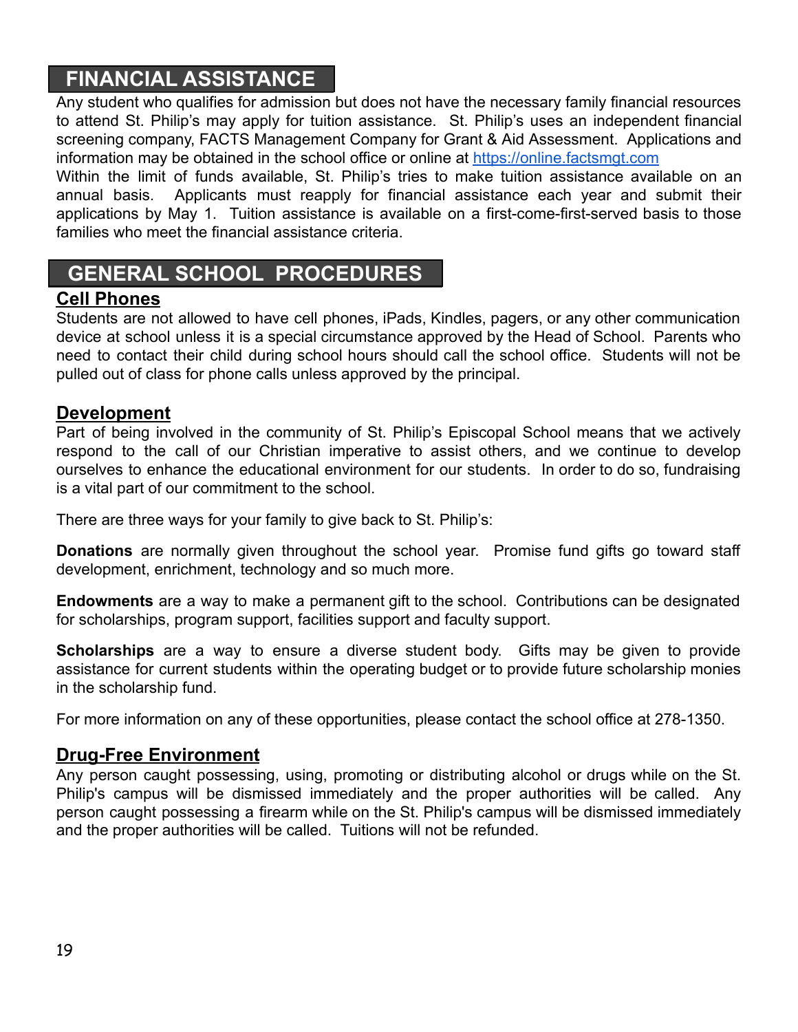## FINANCIAL ASSISTANCE

Any student who qualifies for admission but does not have the necessary family financial resources to attend St. Philip's may apply for tuition assistance. St. Philip's uses an independent financial screening company, FACTS Management Company for Grant & Aid Assessment. Applications and information may be obtained in the school office or online at https://online.factsmgt.com

Within the limit of funds available, St. Philip's tries to make tuition assistance available on an annual basis. Applicants must reapply for financial assistance each year and submit their applications by May 1. Tuition assistance is available on a first-come-first-served basis to those families who meet the financial assistance criteria.

## GENERAL SCHOOL PROCEDURES

### Cell Phones

Students are not allowed to have cell phones, iPads, Kindles, pagers, or any other communication device at school unless it is a special circumstance approved by the Head of School. Parents who need to contact their child during school hours should call the school office. Students will not be pulled out of class for phone calls unless approved by the principal.

### Development

Part of being involved in the community of St. Philip's Episcopal School means that we actively respond to the call of our Christian imperative to assist others, and we continue to develop ourselves to enhance the educational environment for our students. In order to do so, fundraising is a vital part of our commitment to the school.

There are three ways for your family to give back to St. Philip's:

**Donations** are normally given throughout the school year. Promise fund gifts go toward staff development, enrichment, technology and so much more.

**Endowments** are a way to make a permanent gift to the school. Contributions can be designated for scholarships, program support, facilities support and faculty support.

**Scholarships** are a way to ensure a diverse student body. Gifts may be given to provide assistance for current students within the operating budget or to provide future scholarship monies in the scholarship fund.

For more information on any of these opportunities, please contact the school office at 278-1350.

### Drug-Free Environment

Any person caught possessing, using, promoting or distributing alcohol or drugs while on the St. Philip's campus will be dismissed immediately and the proper authorities will be called. Any person caught possessing a firearm while on the St. Philip's campus will be dismissed immediately and the proper authorities will be called. Tuitions will not be refunded.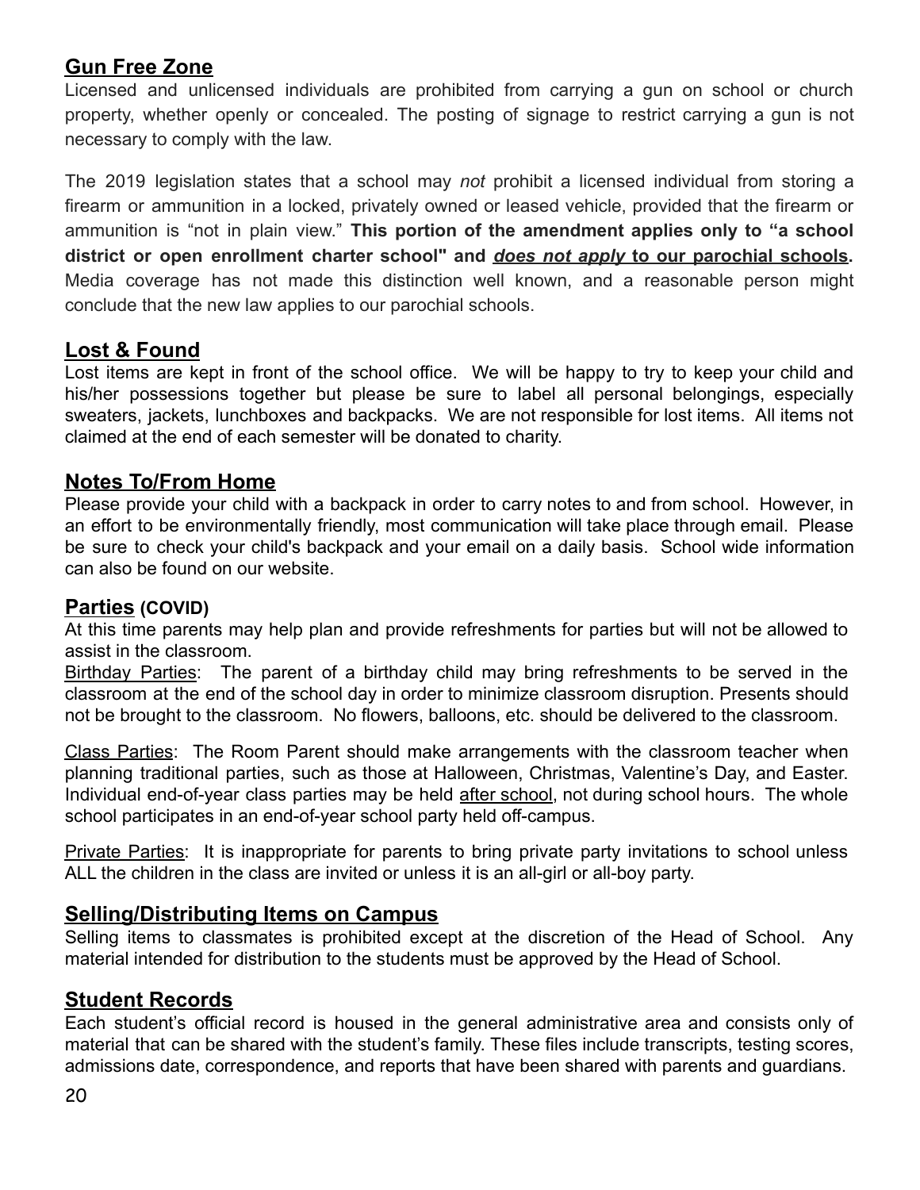## Gun Free Zone

Licensed and unlicensed individuals are prohibited from carrying a gun on school or church property, whether openly or concealed. The posting of signage to restrict carrying a gun is not necessary to comply with the law.

The 2019 legislation states that a school may *not* prohibit a licensed individual from storing a firearm or ammunition in a locked, privately owned or leased vehicle, provided that the firearm or ammunition is "not in plain view." **This portion of the amendment applies only to "a school district or open enrollment charter school" and <u>*does not apply*</u> <u>to our parochial schools</u>.** Media coverage has not made this distinction well known, and a reasonable person might conclude that the new law applies to our parochial schools.

## Lost & Found

Lost items are kept in front of the school office. We will be happy to try to keep your child and his/her possessions together but please be sure to label all personal belongings, especially sweaters, jackets, lunchboxes and backpacks. We are not responsible for lost items. All items not claimed at the end of each semester will be donated to charity.

## Notes To/From Home

Please provide your child with a backpack in order to carry notes to and from school. However, in an effort to be environmentally friendly, most communication will take place through email. Please be sure to check your child's backpack and your email on a daily basis. School wide information can also be found on our website.

## Parties (COVID)

At this time parents may help plan and provide refreshments for parties but will not be allowed to assist in the classroom.

<u>Birthday Parties</u>: The parent of a birthday child may bring refreshments to be served in the classroom at the end of the school day in order to minimize classroom disruption. Presents should not be brought to the classroom. No flowers, balloons, etc. should be delivered to the classroom.

<u>Class Parties</u>: The Room Parent should make arrangements with the classroom teacher when planning traditional parties, such as those at Halloween, Christmas, Valentine's Day, and Easter. Individual end-of-year class parties may be held <u>after school</u>, not during school hours. The whole school participates in an end-of-year school party held off-campus.

<u>Private Parties</u>: It is inappropriate for parents to bring private party invitations to school unless ALL the children in the class are invited or unless it is an all-girl or all-boy party.

## Selling/Distributing Items on Campus

Selling items to classmates is prohibited except at the discretion of the Head of School. Any material intended for distribution to the students must be approved by the Head of School.

## Student Records

Each student's official record is housed in the general administrative area and consists only of material that can be shared with the student's family. These files include transcripts, testing scores, admissions date, correspondence, and reports that have been shared with parents and guardians.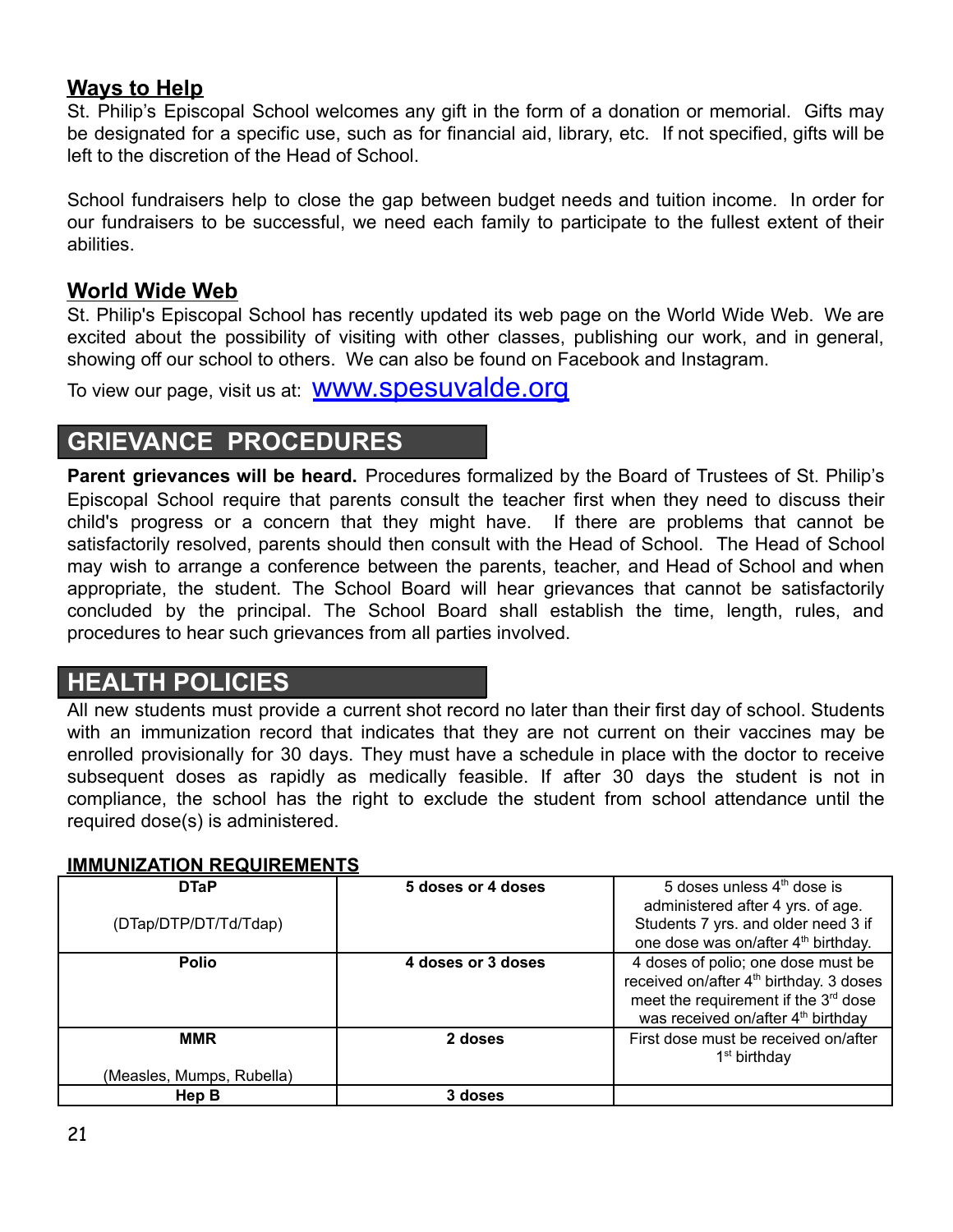## Ways to Help

St. Philip's Episcopal School welcomes any gift in the form of a donation or memorial. Gifts may be designated for a specific use, such as for financial aid, library, etc. If not specified, gifts will be left to the discretion of the Head of School.

School fundraisers help to close the gap between budget needs and tuition income. In order for our fundraisers to be successful, we need each family to participate to the fullest extent of their abilities.

## World Wide Web

St. Philip's Episcopal School has recently updated its web page on the World Wide Web. We are excited about the possibility of visiting with other classes, publishing our work, and in general, showing off our school to others. We can also be found on Facebook and Instagram.

To view our page, visit us at: [www.spesuvalde.org](http://www.spesuvalde.org)

# GRIEVANCE PROCEDURES

**Parent grievances will be heard.** Procedures formalized by the Board of Trustees of St. Philip's Episcopal School require that parents consult the teacher first when they need to discuss their child's progress or a concern that they might have. If there are problems that cannot be satisfactorily resolved, parents should then consult with the Head of School. The Head of School may wish to arrange a conference between the parents, teacher, and Head of School and when appropriate, the student. The School Board will hear grievances that cannot be satisfactorily concluded by the principal. The School Board shall establish the time, length, rules, and procedures to hear such grievances from all parties involved.

# HEALTH POLICIES

All new students must provide a current shot record no later than their first day of school. Students with an immunization record that indicates that they are not current on their vaccines may be enrolled provisionally for 30 days. They must have a schedule in place with the doctor to receive subsequent doses as rapidly as medically feasible. If after 30 days the student is not in compliance, the school has the right to exclude the student from school attendance until the required dose(s) is administered.

**IMMUNIZATION REQUIREMENTS**

| Vaccine | Doses | Notes |
|---|---|---|
| **DTaP** (DTap/DTP/DT/Td/Tdap) | **5 doses or 4 doses** | 5 doses unless 4th dose is administered after 4 yrs. of age. Students 7 yrs. and older need 3 if one dose was on/after 4th birthday. |
| **Polio** | **4 doses or 3 doses** | 4 doses of polio; one dose must be received on/after 4th birthday. 3 doses meet the requirement if the 3rd dose was received on/after 4th birthday |
| **MMR** (Measles, Mumps, Rubella) | **2 doses** | First dose must be received on/after 1st birthday |
| **Hep B** | **3 doses** | |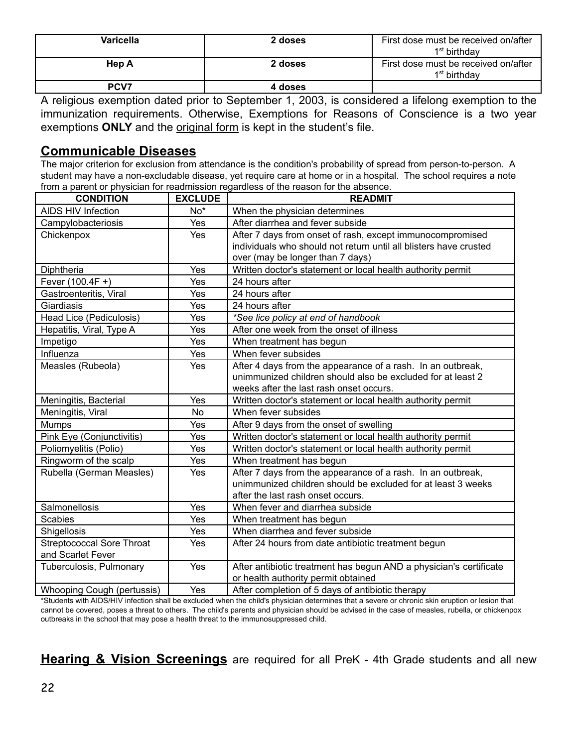| Varicella | 2 doses | First dose must be received on/after 1st birthday |
|---|---|---|
| Hep A | 2 doses | First dose must be received on/after 1st birthday |
| PCV7 | 4 doses | |

A religious exemption dated prior to September 1, 2003, is considered a lifelong exemption to the immunization requirements. Otherwise, Exemptions for Reasons of Conscience is a two year exemptions **ONLY** and the original form is kept in the student's file.

## Communicable Diseases

The major criterion for exclusion from attendance is the condition's probability of spread from person-to-person. A student may have a non-excludable disease, yet require care at home or in a hospital. The school requires a note from a parent or physician for readmission regardless of the reason for the absence.

| CONDITION | EXCLUDE | READMIT |
|---|---|---|
| AIDS HIV Infection | No* | When the physician determines |
| Campylobacteriosis | Yes | After diarrhea and fever subside |
| Chickenpox | Yes | After 7 days from onset of rash, except immunocompromised individuals who should not return until all blisters have crusted over (may be longer than 7 days) |
| Diphtheria | Yes | Written doctor's statement or local health authority permit |
| Fever (100.4F +) | Yes | 24 hours after |
| Gastroenteritis, Viral | Yes | 24 hours after |
| Giardiasis | Yes | 24 hours after |
| Head Lice (Pediculosis) | Yes | *\*See lice policy at end of handbook* |
| Hepatitis, Viral, Type A | Yes | After one week from the onset of illness |
| Impetigo | Yes | When treatment has begun |
| Influenza | Yes | When fever subsides |
| Measles (Rubeola) | Yes | After 4 days from the appearance of a rash. In an outbreak, unimmunized children should also be excluded for at least 2 weeks after the last rash onset occurs. |
| Meningitis, Bacterial | Yes | Written doctor's statement or local health authority permit |
| Meningitis, Viral | No | When fever subsides |
| Mumps | Yes | After 9 days from the onset of swelling |
| Pink Eye (Conjunctivitis) | Yes | Written doctor's statement or local health authority permit |
| Poliomyelitis (Polio) | Yes | Written doctor's statement or local health authority permit |
| Ringworm of the scalp | Yes | When treatment has begun |
| Rubella (German Measles) | Yes | After 7 days from the appearance of a rash. In an outbreak, unimmunized children should be excluded for at least 3 weeks after the last rash onset occurs. |
| Salmonellosis | Yes | When fever and diarrhea subside |
| Scabies | Yes | When treatment has begun |
| Shigellosis | Yes | When diarrhea and fever subside |
| Streptococcal Sore Throat and Scarlet Fever | Yes | After 24 hours from date antibiotic treatment begun |
| Tuberculosis, Pulmonary | Yes | After antibiotic treatment has begun AND a physician's certificate or health authority permit obtained |
| Whooping Cough (pertussis) | Yes | After completion of 5 days of antibiotic therapy |

*Students with AIDS/HIV infection shall be excluded when the child's physician determines that a severe or chronic skin eruption or lesion that cannot be covered, poses a threat to others. The child's parents and physician should be advised in the case of measles, rubella, or chickenpox outbreaks in the school that may pose a health threat to the immunosuppressed child.

**Hearing & Vision Screenings** are required for all PreK - 4th Grade students and all new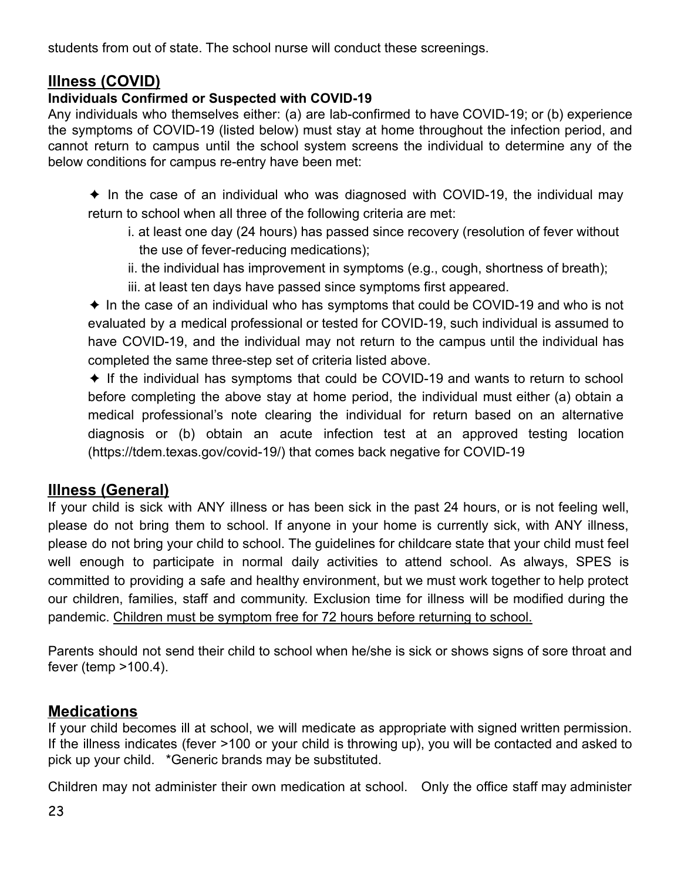students from out of state. The school nurse will conduct these screenings.

## Illness (COVID)

**Individuals Confirmed or Suspected with COVID-19**

Any individuals who themselves either: (a) are lab-confirmed to have COVID-19; or (b) experience the symptoms of COVID-19 (listed below) must stay at home throughout the infection period, and cannot return to campus until the school system screens the individual to determine any of the below conditions for campus re-entry have been met:

✦ In the case of an individual who was diagnosed with COVID-19, the individual may return to school when all three of the following criteria are met:

i. at least one day (24 hours) has passed since recovery (resolution of fever without the use of fever-reducing medications);

ii. the individual has improvement in symptoms (e.g., cough, shortness of breath);

iii. at least ten days have passed since symptoms first appeared.

✦ In the case of an individual who has symptoms that could be COVID-19 and who is not evaluated by a medical professional or tested for COVID-19, such individual is assumed to have COVID-19, and the individual may not return to the campus until the individual has completed the same three-step set of criteria listed above.

✦ If the individual has symptoms that could be COVID-19 and wants to return to school before completing the above stay at home period, the individual must either (a) obtain a medical professional's note clearing the individual for return based on an alternative diagnosis or (b) obtain an acute infection test at an approved testing location (https://tdem.texas.gov/covid-19/) that comes back negative for COVID-19

## Illness (General)

If your child is sick with ANY illness or has been sick in the past 24 hours, or is not feeling well, please do not bring them to school. If anyone in your home is currently sick, with ANY illness, please do not bring your child to school. The guidelines for childcare state that your child must feel well enough to participate in normal daily activities to attend school. As always, SPES is committed to providing a safe and healthy environment, but we must work together to help protect our children, families, staff and community. Exclusion time for illness will be modified during the pandemic. Children must be symptom free for 72 hours before returning to school.

Parents should not send their child to school when he/she is sick or shows signs of sore throat and fever (temp >100.4).

## Medications

If your child becomes ill at school, we will medicate as appropriate with signed written permission. If the illness indicates (fever >100 or your child is throwing up), you will be contacted and asked to pick up your child. *Generic brands may be substituted.

Children may not administer their own medication at school. Only the office staff may administer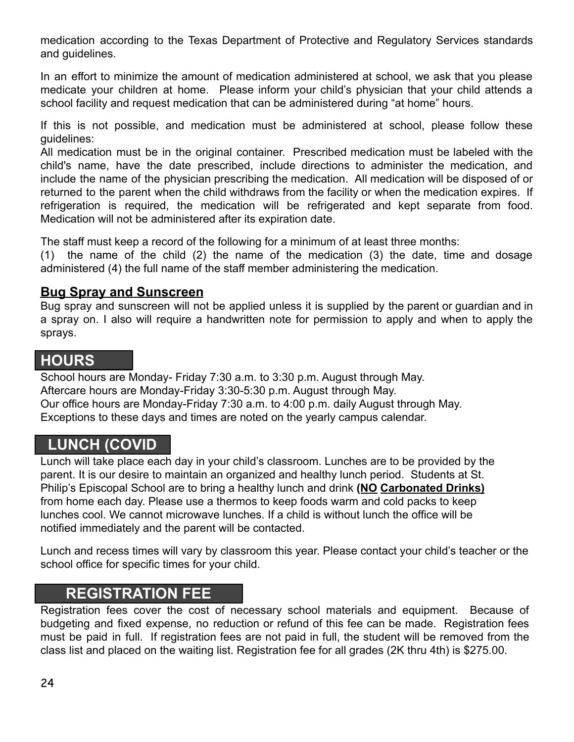medication according to the Texas Department of Protective and Regulatory Services standards and guidelines.

In an effort to minimize the amount of medication administered at school, we ask that you please medicate your children at home. Please inform your child's physician that your child attends a school facility and request medication that can be administered during "at home" hours.

If this is not possible, and medication must be administered at school, please follow these guidelines:
All medication must be in the original container. Prescribed medication must be labeled with the child's name, have the date prescribed, include directions to administer the medication, and include the name of the physician prescribing the medication. All medication will be disposed of or returned to the parent when the child withdraws from the facility or when the medication expires. If refrigeration is required, the medication will be refrigerated and kept separate from food. Medication will not be administered after its expiration date.

The staff must keep a record of the following for a minimum of at least three months:
(1) the name of the child (2) the name of the medication (3) the date, time and dosage administered (4) the full name of the staff member administering the medication.

### Bug Spray and Sunscreen

Bug spray and sunscreen will not be applied unless it is supplied by the parent or guardian and in a spray on. I also will require a handwritten note for permission to apply and when to apply the sprays.

## HOURS

School hours are Monday- Friday 7:30 a.m. to 3:30 p.m. August through May.
Aftercare hours are Monday-Friday 3:30-5:30 p.m. August through May.
Our office hours are Monday-Friday 7:30 a.m. to 4:00 p.m. daily August through May.
Exceptions to these days and times are noted on the yearly campus calendar.

## LUNCH (COVID

Lunch will take place each day in your child's classroom. Lunches are to be provided by the parent. It is our desire to maintain an organized and healthy lunch period. Students at St. Philip's Episcopal School are to bring a healthy lunch and drink **(NO Carbonated Drinks)** from home each day. Please use a thermos to keep foods warm and cold packs to keep lunches cool. We cannot microwave lunches. If a child is without lunch the office will be notified immediately and the parent will be contacted.

Lunch and recess times will vary by classroom this year. Please contact your child's teacher or the school office for specific times for your child.

## REGISTRATION FEE

Registration fees cover the cost of necessary school materials and equipment. Because of budgeting and fixed expense, no reduction or refund of this fee can be made. Registration fees must be paid in full. If registration fees are not paid in full, the student will be removed from the class list and placed on the waiting list. Registration fee for all grades (2K thru 4th) is $275.00.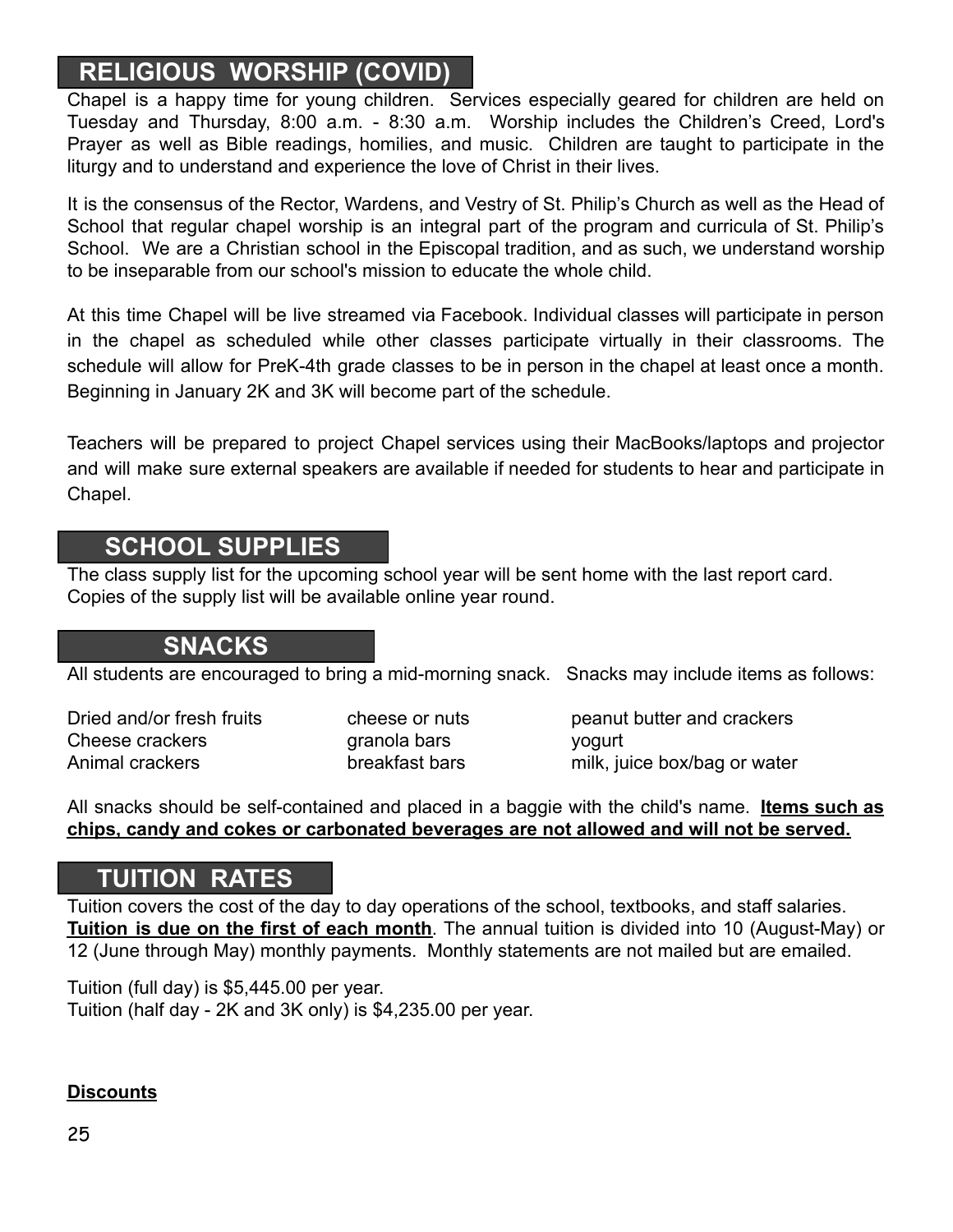## RELIGIOUS WORSHIP (COVID)

Chapel is a happy time for young children. Services especially geared for children are held on Tuesday and Thursday, 8:00 a.m. - 8:30 a.m. Worship includes the Children's Creed, Lord's Prayer as well as Bible readings, homilies, and music. Children are taught to participate in the liturgy and to understand and experience the love of Christ in their lives.

It is the consensus of the Rector, Wardens, and Vestry of St. Philip's Church as well as the Head of School that regular chapel worship is an integral part of the program and curricula of St. Philip's School. We are a Christian school in the Episcopal tradition, and as such, we understand worship to be inseparable from our school's mission to educate the whole child.

At this time Chapel will be live streamed via Facebook. Individual classes will participate in person in the chapel as scheduled while other classes participate virtually in their classrooms. The schedule will allow for PreK-4th grade classes to be in person in the chapel at least once a month. Beginning in January 2K and 3K will become part of the schedule.

Teachers will be prepared to project Chapel services using their MacBooks/laptops and projector and will make sure external speakers are available if needed for students to hear and participate in Chapel.

## SCHOOL SUPPLIES

The class supply list for the upcoming school year will be sent home with the last report card. Copies of the supply list will be available online year round.

## SNACKS

All students are encouraged to bring a mid-morning snack. Snacks may include items as follows:

| | | |
|---|---|---|
| Dried and/or fresh fruits | cheese or nuts | peanut butter and crackers |
| Cheese crackers | granola bars | yogurt |
| Animal crackers | breakfast bars | milk, juice box/bag or water |

All snacks should be self-contained and placed in a baggie with the child's name. **Items such as chips, candy and cokes or carbonated beverages are not allowed and will not be served.**

## TUITION RATES

Tuition covers the cost of the day to day operations of the school, textbooks, and staff salaries. **Tuition is due on the first of each month**. The annual tuition is divided into 10 (August-May) or 12 (June through May) monthly payments. Monthly statements are not mailed but are emailed.

Tuition (full day) is $5,445.00 per year.
Tuition (half day - 2K and 3K only) is $4,235.00 per year.

**Discounts**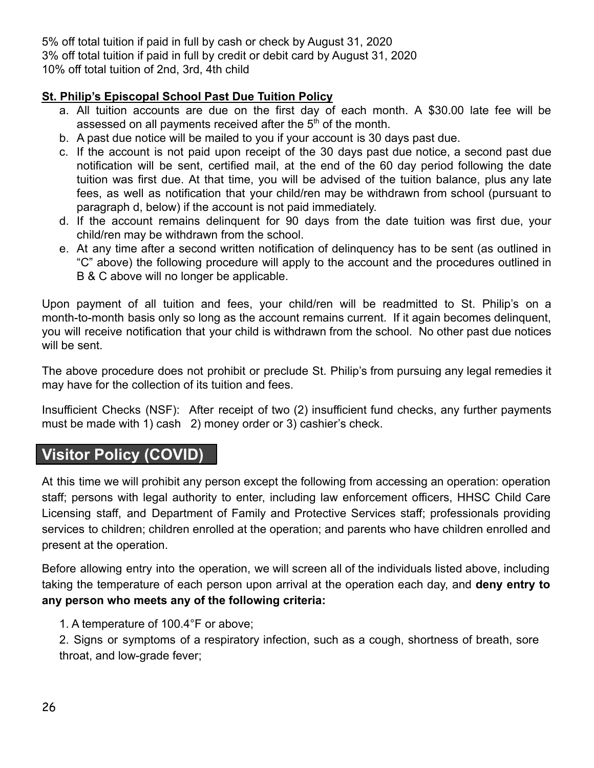5% off total tuition if paid in full by cash or check by August 31, 2020
3% off total tuition if paid in full by credit or debit card by August 31, 2020
10% off total tuition of 2nd, 3rd, 4th child

**St. Philip's Episcopal School Past Due Tuition Policy**

a. All tuition accounts are due on the first day of each month. A $30.00 late fee will be assessed on all payments received after the 5th of the month.
b. A past due notice will be mailed to you if your account is 30 days past due.
c. If the account is not paid upon receipt of the 30 days past due notice, a second past due notification will be sent, certified mail, at the end of the 60 day period following the date tuition was first due. At that time, you will be advised of the tuition balance, plus any late fees, as well as notification that your child/ren may be withdrawn from school (pursuant to paragraph d, below) if the account is not paid immediately.
d. If the account remains delinquent for 90 days from the date tuition was first due, your child/ren may be withdrawn from the school.
e. At any time after a second written notification of delinquency has to be sent (as outlined in "C" above) the following procedure will apply to the account and the procedures outlined in B & C above will no longer be applicable.

Upon payment of all tuition and fees, your child/ren will be readmitted to St. Philip's on a month-to-month basis only so long as the account remains current. If it again becomes delinquent, you will receive notification that your child is withdrawn from the school. No other past due notices will be sent.

The above procedure does not prohibit or preclude St. Philip's from pursuing any legal remedies it may have for the collection of its tuition and fees.

Insufficient Checks (NSF): After receipt of two (2) insufficient fund checks, any further payments must be made with 1) cash 2) money order or 3) cashier's check.

## Visitor Policy (COVID)

At this time we will prohibit any person except the following from accessing an operation: operation staff; persons with legal authority to enter, including law enforcement officers, HHSC Child Care Licensing staff, and Department of Family and Protective Services staff; professionals providing services to children; children enrolled at the operation; and parents who have children enrolled and present at the operation.

Before allowing entry into the operation, we will screen all of the individuals listed above, including taking the temperature of each person upon arrival at the operation each day, and **deny entry to any person who meets any of the following criteria:**

1. A temperature of 100.4°F or above;
2. Signs or symptoms of a respiratory infection, such as a cough, shortness of breath, sore throat, and low-grade fever;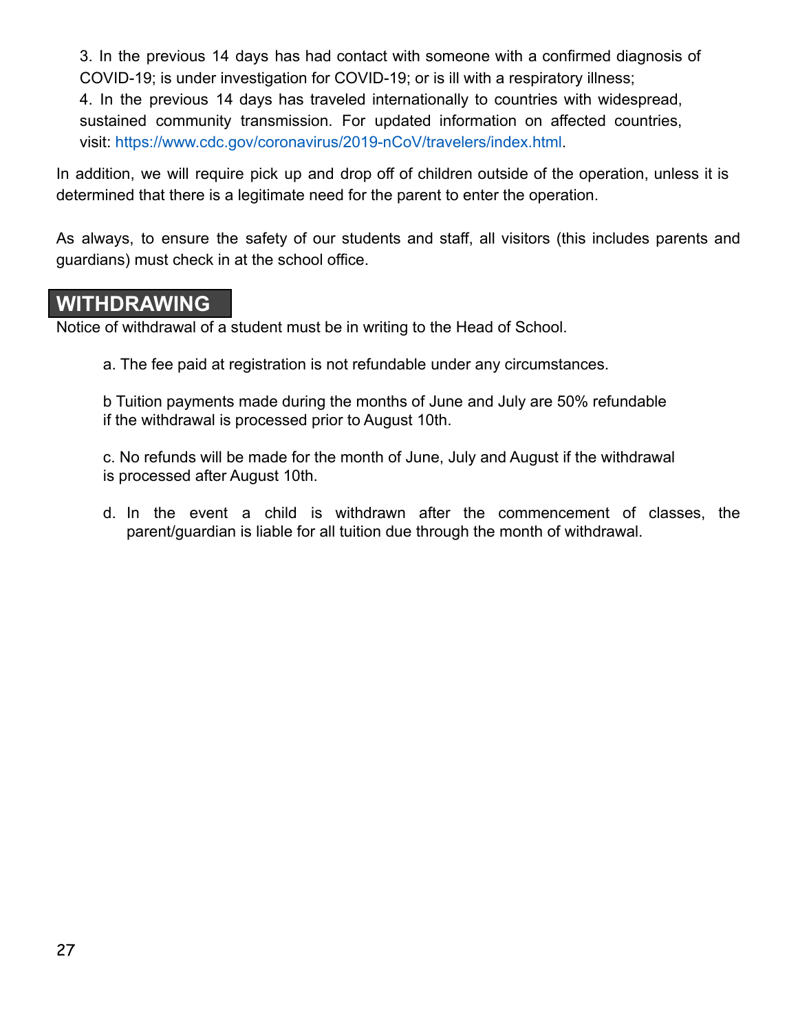3. In the previous 14 days has had contact with someone with a confirmed diagnosis of COVID-19; is under investigation for COVID-19; or is ill with a respiratory illness;
4. In the previous 14 days has traveled internationally to countries with widespread, sustained community transmission. For updated information on affected countries, visit: https://www.cdc.gov/coronavirus/2019-nCoV/travelers/index.html.

In addition, we will require pick up and drop off of children outside of the operation, unless it is determined that there is a legitimate need for the parent to enter the operation.

As always, to ensure the safety of our students and staff, all visitors (this includes parents and guardians) must check in at the school office.

## WITHDRAWING

Notice of withdrawal of a student must be in writing to the Head of School.

a. The fee paid at registration is not refundable under any circumstances.

b Tuition payments made during the months of June and July are 50% refundable if the withdrawal is processed prior to August 10th.

c. No refunds will be made for the month of June, July and August if the withdrawal is processed after August 10th.

d. In the event a child is withdrawn after the commencement of classes, the parent/guardian is liable for all tuition due through the month of withdrawal.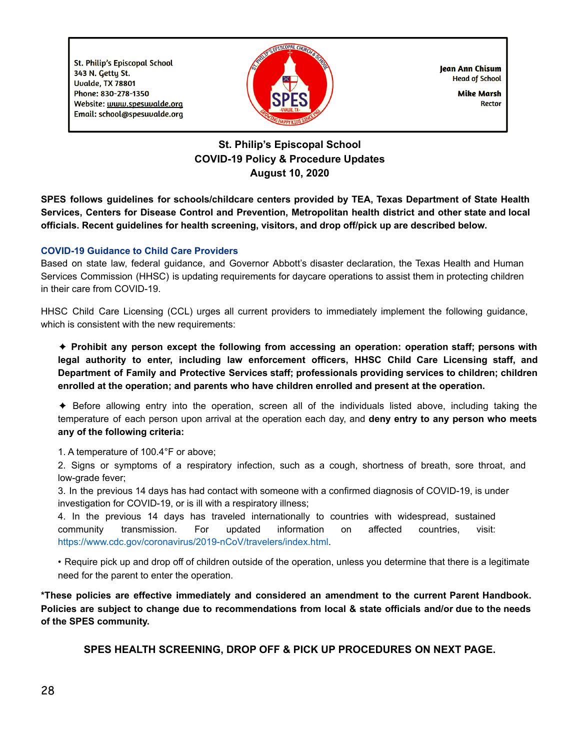St. Philip's Episcopal School
343 N. Getty St.
Uvalde, TX 78801
Phone: 830-278-1350
Website: www.spesuvalde.org
Email: school@spesuvalde.org

**Jean Ann Chisum**
Head of School

**Mike Marsh**
Rector

## St. Philip's Episcopal School
## COVID-19 Policy & Procedure Updates
## August 10, 2020

**SPES follows guidelines for schools/childcare centers provided by TEA, Texas Department of State Health Services, Centers for Disease Control and Prevention, Metropolitan health district and other state and local officials. Recent guidelines for health screening, visitors, and drop off/pick up are described below.**

### COVID-19 Guidance to Child Care Providers

Based on state law, federal guidance, and Governor Abbott's disaster declaration, the Texas Health and Human Services Commission (HHSC) is updating requirements for daycare operations to assist them in protecting children in their care from COVID-19.

HHSC Child Care Licensing (CCL) urges all current providers to immediately implement the following guidance, which is consistent with the new requirements:

✦ **Prohibit any person except the following from accessing an operation: operation staff; persons with legal authority to enter, including law enforcement officers, HHSC Child Care Licensing staff, and Department of Family and Protective Services staff; professionals providing services to children; children enrolled at the operation; and parents who have children enrolled and present at the operation.**

✦ Before allowing entry into the operation, screen all of the individuals listed above, including taking the temperature of each person upon arrival at the operation each day, and **deny entry to any person who meets any of the following criteria:**

1. A temperature of 100.4°F or above;
2. Signs or symptoms of a respiratory infection, such as a cough, shortness of breath, sore throat, and low-grade fever;
3. In the previous 14 days has had contact with someone with a confirmed diagnosis of COVID-19, is under investigation for COVID-19, or is ill with a respiratory illness;
4. In the previous 14 days has traveled internationally to countries with widespread, sustained community transmission. For updated information on affected countries, visit: https://www.cdc.gov/coronavirus/2019-nCoV/travelers/index.html.

• Require pick up and drop off of children outside of the operation, unless you determine that there is a legitimate need for the parent to enter the operation.

**\*These policies are effective immediately and considered an amendment to the current Parent Handbook. Policies are subject to change due to recommendations from local & state officials and/or due to the needs of the SPES community.**

**SPES HEALTH SCREENING, DROP OFF & PICK UP PROCEDURES ON NEXT PAGE.**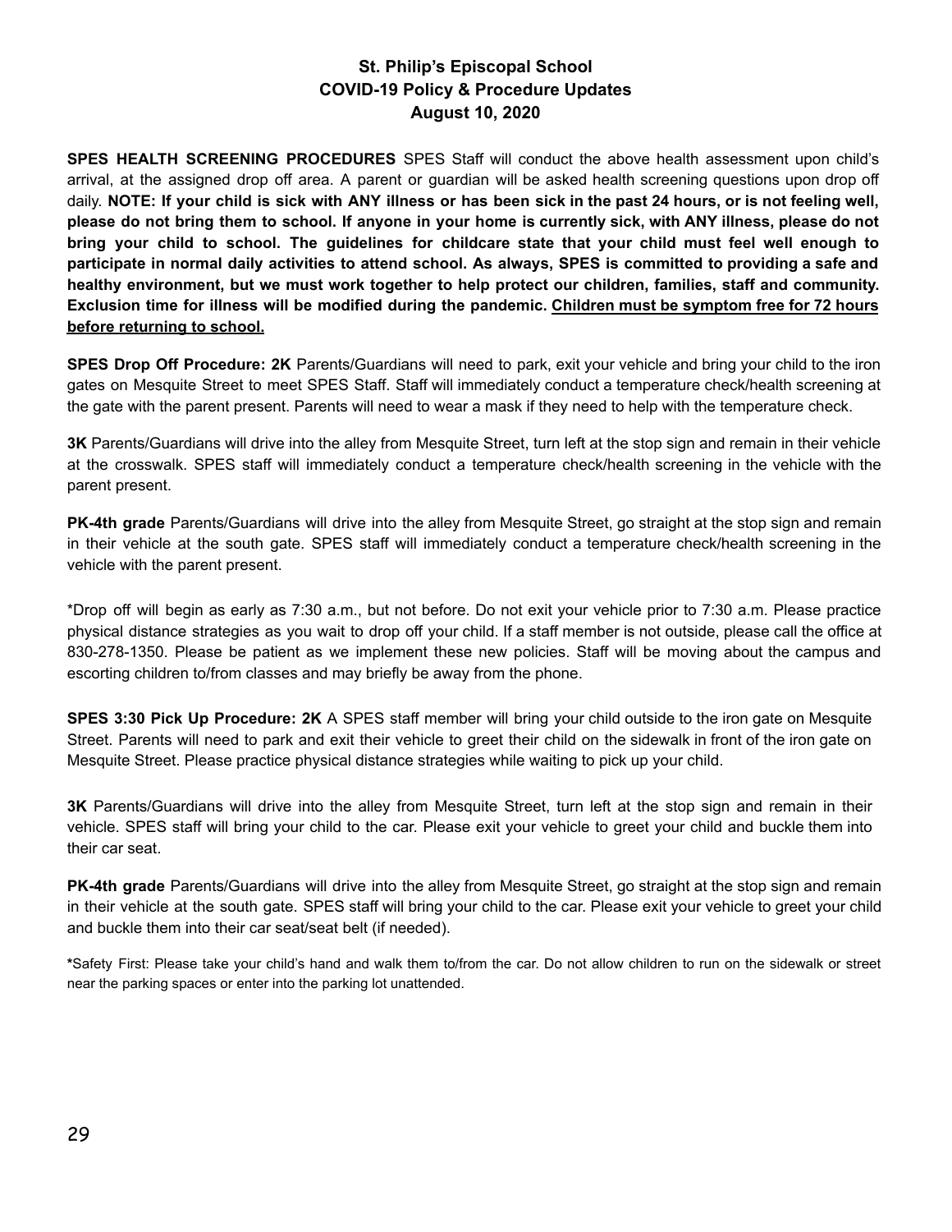## St. Philip's Episcopal School
## COVID-19 Policy & Procedure Updates
## August 10, 2020

**SPES HEALTH SCREENING PROCEDURES** SPES Staff will conduct the above health assessment upon child's arrival, at the assigned drop off area. A parent or guardian will be asked health screening questions upon drop off daily. **NOTE: If your child is sick with ANY illness or has been sick in the past 24 hours, or is not feeling well, please do not bring them to school. If anyone in your home is currently sick, with ANY illness, please do not bring your child to school. The guidelines for childcare state that your child must feel well enough to participate in normal daily activities to attend school. As always, SPES is committed to providing a safe and healthy environment, but we must work together to help protect our children, families, staff and community. Exclusion time for illness will be modified during the pandemic. <u>Children must be symptom free for 72 hours before returning to school.</u>**

**SPES Drop Off Procedure: 2K** Parents/Guardians will need to park, exit your vehicle and bring your child to the iron gates on Mesquite Street to meet SPES Staff. Staff will immediately conduct a temperature check/health screening at the gate with the parent present. Parents will need to wear a mask if they need to help with the temperature check.

**3K** Parents/Guardians will drive into the alley from Mesquite Street, turn left at the stop sign and remain in their vehicle at the crosswalk. SPES staff will immediately conduct a temperature check/health screening in the vehicle with the parent present.

**PK-4th grade** Parents/Guardians will drive into the alley from Mesquite Street, go straight at the stop sign and remain in their vehicle at the south gate. SPES staff will immediately conduct a temperature check/health screening in the vehicle with the parent present.

*Drop off will begin as early as 7:30 a.m., but not before. Do not exit your vehicle prior to 7:30 a.m. Please practice physical distance strategies as you wait to drop off your child. If a staff member is not outside, please call the office at 830-278-1350. Please be patient as we implement these new policies. Staff will be moving about the campus and escorting children to/from classes and may briefly be away from the phone.

**SPES 3:30 Pick Up Procedure: 2K** A SPES staff member will bring your child outside to the iron gate on Mesquite Street. Parents will need to park and exit their vehicle to greet their child on the sidewalk in front of the iron gate on Mesquite Street. Please practice physical distance strategies while waiting to pick up your child.

**3K** Parents/Guardians will drive into the alley from Mesquite Street, turn left at the stop sign and remain in their vehicle. SPES staff will bring your child to the car. Please exit your vehicle to greet your child and buckle them into their car seat.

**PK-4th grade** Parents/Guardians will drive into the alley from Mesquite Street, go straight at the stop sign and remain in their vehicle at the south gate. SPES staff will bring your child to the car. Please exit your vehicle to greet your child and buckle them into their car seat/seat belt (if needed).

**\***Safety First: Please take your child's hand and walk them to/from the car. Do not allow children to run on the sidewalk or street near the parking spaces or enter into the parking lot unattended.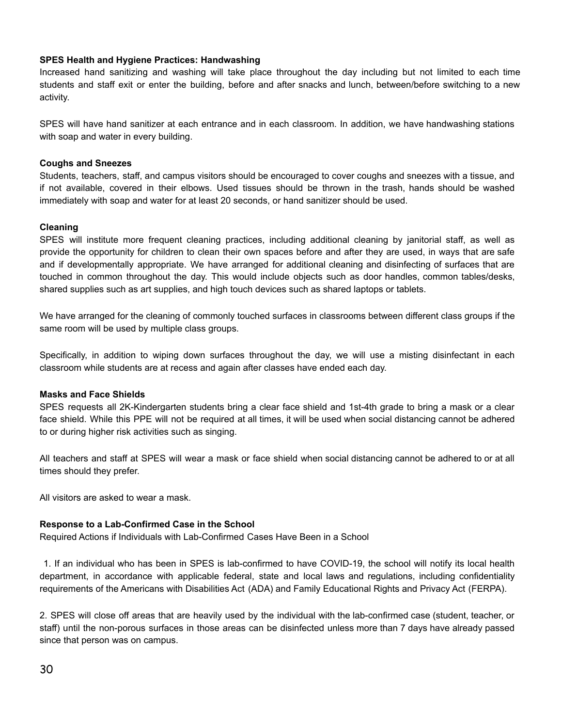**SPES Health and Hygiene Practices: Handwashing**

Increased hand sanitizing and washing will take place throughout the day including but not limited to each time students and staff exit or enter the building, before and after snacks and lunch, between/before switching to a new activity.

SPES will have hand sanitizer at each entrance and in each classroom. In addition, we have handwashing stations with soap and water in every building.

**Coughs and Sneezes**

Students, teachers, staff, and campus visitors should be encouraged to cover coughs and sneezes with a tissue, and if not available, covered in their elbows. Used tissues should be thrown in the trash, hands should be washed immediately with soap and water for at least 20 seconds, or hand sanitizer should be used.

**Cleaning**

SPES will institute more frequent cleaning practices, including additional cleaning by janitorial staff, as well as provide the opportunity for children to clean their own spaces before and after they are used, in ways that are safe and if developmentally appropriate. We have arranged for additional cleaning and disinfecting of surfaces that are touched in common throughout the day. This would include objects such as door handles, common tables/desks, shared supplies such as art supplies, and high touch devices such as shared laptops or tablets.

We have arranged for the cleaning of commonly touched surfaces in classrooms between different class groups if the same room will be used by multiple class groups.

Specifically, in addition to wiping down surfaces throughout the day, we will use a misting disinfectant in each classroom while students are at recess and again after classes have ended each day.

**Masks and Face Shields**

SPES requests all 2K-Kindergarten students bring a clear face shield and 1st-4th grade to bring a mask or a clear face shield. While this PPE will not be required at all times, it will be used when social distancing cannot be adhered to or during higher risk activities such as singing.

All teachers and staff at SPES will wear a mask or face shield when social distancing cannot be adhered to or at all times should they prefer.

All visitors are asked to wear a mask.

**Response to a Lab-Confirmed Case in the School**

Required Actions if Individuals with Lab-Confirmed Cases Have Been in a School

1. If an individual who has been in SPES is lab-confirmed to have COVID-19, the school will notify its local health department, in accordance with applicable federal, state and local laws and regulations, including confidentiality requirements of the Americans with Disabilities Act (ADA) and Family Educational Rights and Privacy Act (FERPA).

2. SPES will close off areas that are heavily used by the individual with the lab-confirmed case (student, teacher, or staff) until the non-porous surfaces in those areas can be disinfected unless more than 7 days have already passed since that person was on campus.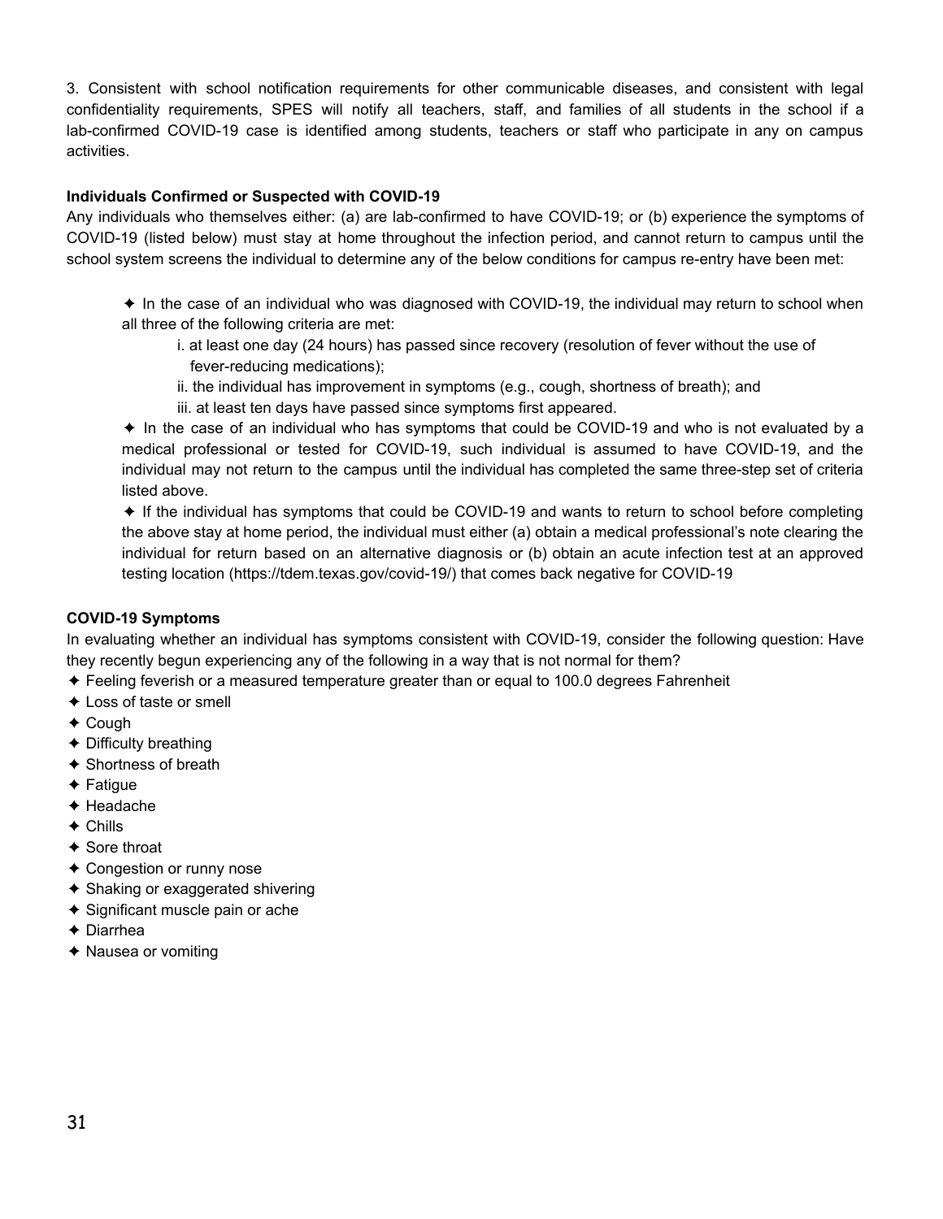3. Consistent with school notification requirements for other communicable diseases, and consistent with legal confidentiality requirements, SPES will notify all teachers, staff, and families of all students in the school if a lab-confirmed COVID-19 case is identified among students, teachers or staff who participate in any on campus activities.

**Individuals Confirmed or Suspected with COVID-19**

Any individuals who themselves either: (a) are lab-confirmed to have COVID-19; or (b) experience the symptoms of COVID-19 (listed below) must stay at home throughout the infection period, and cannot return to campus until the school system screens the individual to determine any of the below conditions for campus re-entry have been met:

✦ In the case of an individual who was diagnosed with COVID-19, the individual may return to school when all three of the following criteria are met:

i. at least one day (24 hours) has passed since recovery (resolution of fever without the use of fever-reducing medications);
ii. the individual has improvement in symptoms (e.g., cough, shortness of breath); and
iii. at least ten days have passed since symptoms first appeared.

✦ In the case of an individual who has symptoms that could be COVID-19 and who is not evaluated by a medical professional or tested for COVID-19, such individual is assumed to have COVID-19, and the individual may not return to the campus until the individual has completed the same three-step set of criteria listed above.

✦ If the individual has symptoms that could be COVID-19 and wants to return to school before completing the above stay at home period, the individual must either (a) obtain a medical professional's note clearing the individual for return based on an alternative diagnosis or (b) obtain an acute infection test at an approved testing location (https://tdem.texas.gov/covid-19/) that comes back negative for COVID-19

**COVID-19 Symptoms**

In evaluating whether an individual has symptoms consistent with COVID-19, consider the following question: Have they recently begun experiencing any of the following in a way that is not normal for them?

✦ Feeling feverish or a measured temperature greater than or equal to 100.0 degrees Fahrenheit
✦ Loss of taste or smell
✦ Cough
✦ Difficulty breathing
✦ Shortness of breath
✦ Fatigue
✦ Headache
✦ Chills
✦ Sore throat
✦ Congestion or runny nose
✦ Shaking or exaggerated shivering
✦ Significant muscle pain or ache
✦ Diarrhea
✦ Nausea or vomiting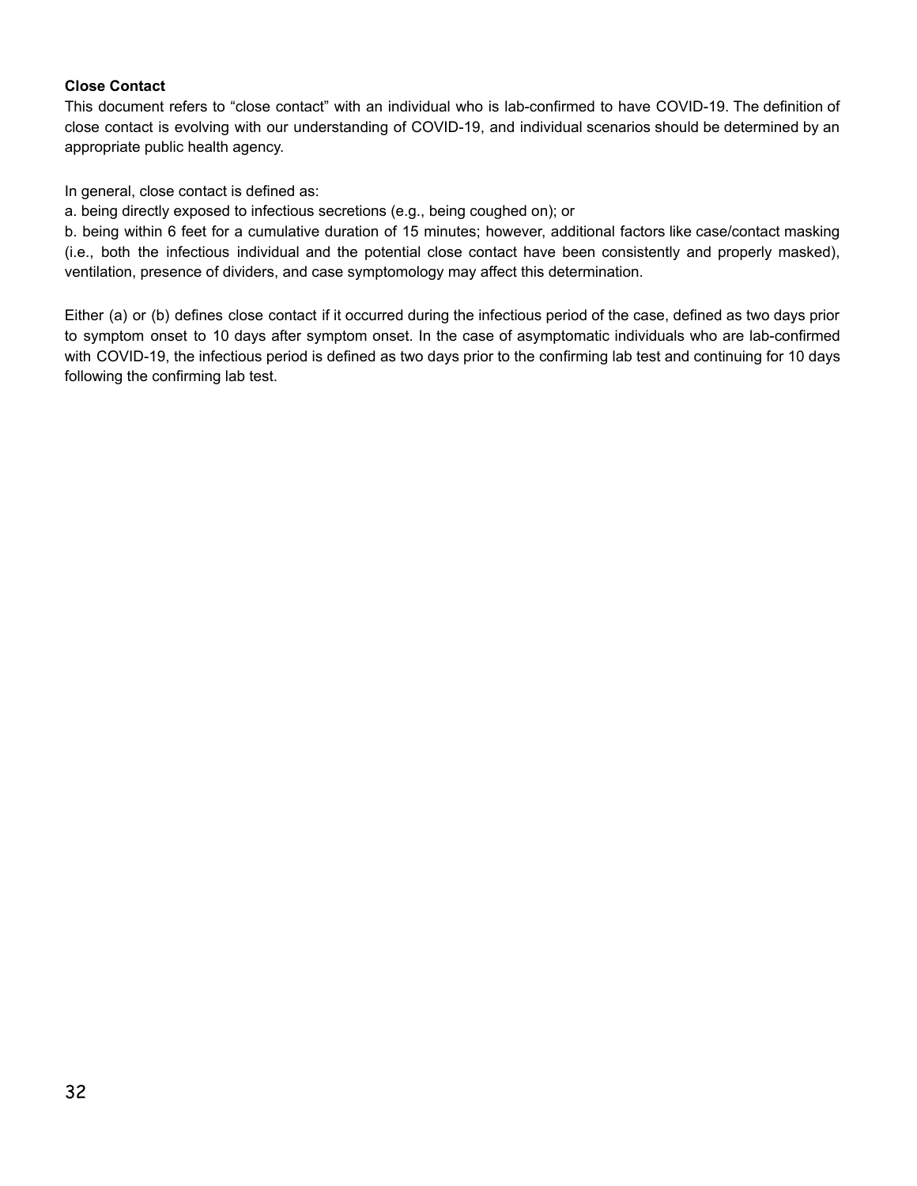**Close Contact**

This document refers to "close contact" with an individual who is lab-confirmed to have COVID-19. The definition of close contact is evolving with our understanding of COVID-19, and individual scenarios should be determined by an appropriate public health agency.

In general, close contact is defined as:

a. being directly exposed to infectious secretions (e.g., being coughed on); or

b. being within 6 feet for a cumulative duration of 15 minutes; however, additional factors like case/contact masking (i.e., both the infectious individual and the potential close contact have been consistently and properly masked), ventilation, presence of dividers, and case symptomology may affect this determination.

Either (a) or (b) defines close contact if it occurred during the infectious period of the case, defined as two days prior to symptom onset to 10 days after symptom onset. In the case of asymptomatic individuals who are lab-confirmed with COVID-19, the infectious period is defined as two days prior to the confirming lab test and continuing for 10 days following the confirming lab test.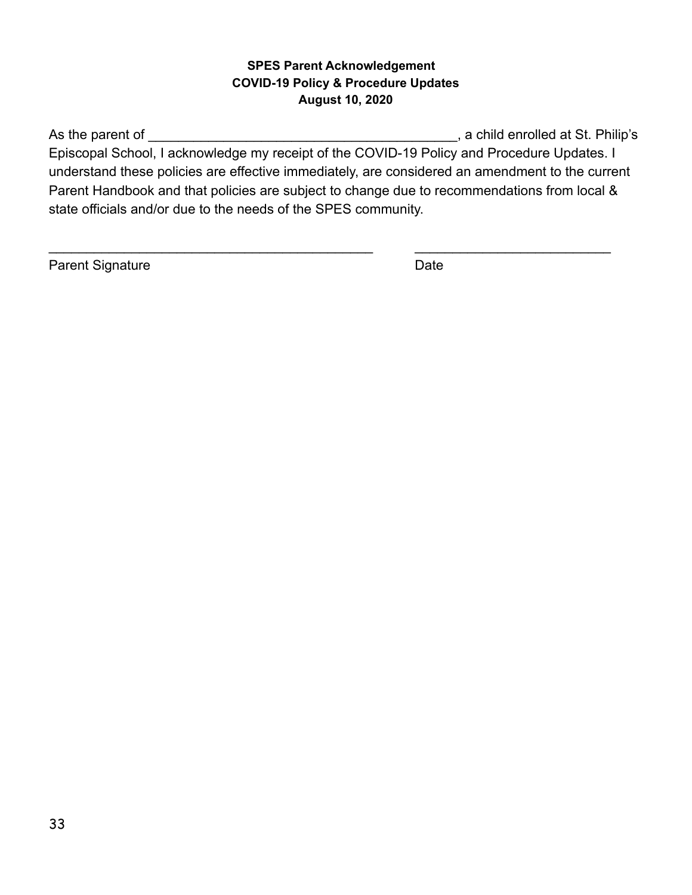**SPES Parent Acknowledgement**
**COVID-19 Policy & Procedure Updates**
**August 10, 2020**

As the parent of __________________________________________, a child enrolled at St. Philip's Episcopal School, I acknowledge my receipt of the COVID-19 Policy and Procedure Updates. I understand these policies are effective immediately, are considered an amendment to the current Parent Handbook and that policies are subject to change due to recommendations from local & state officials and/or due to the needs of the SPES community.

_____________________________________________ ___________________________

Parent Signature Date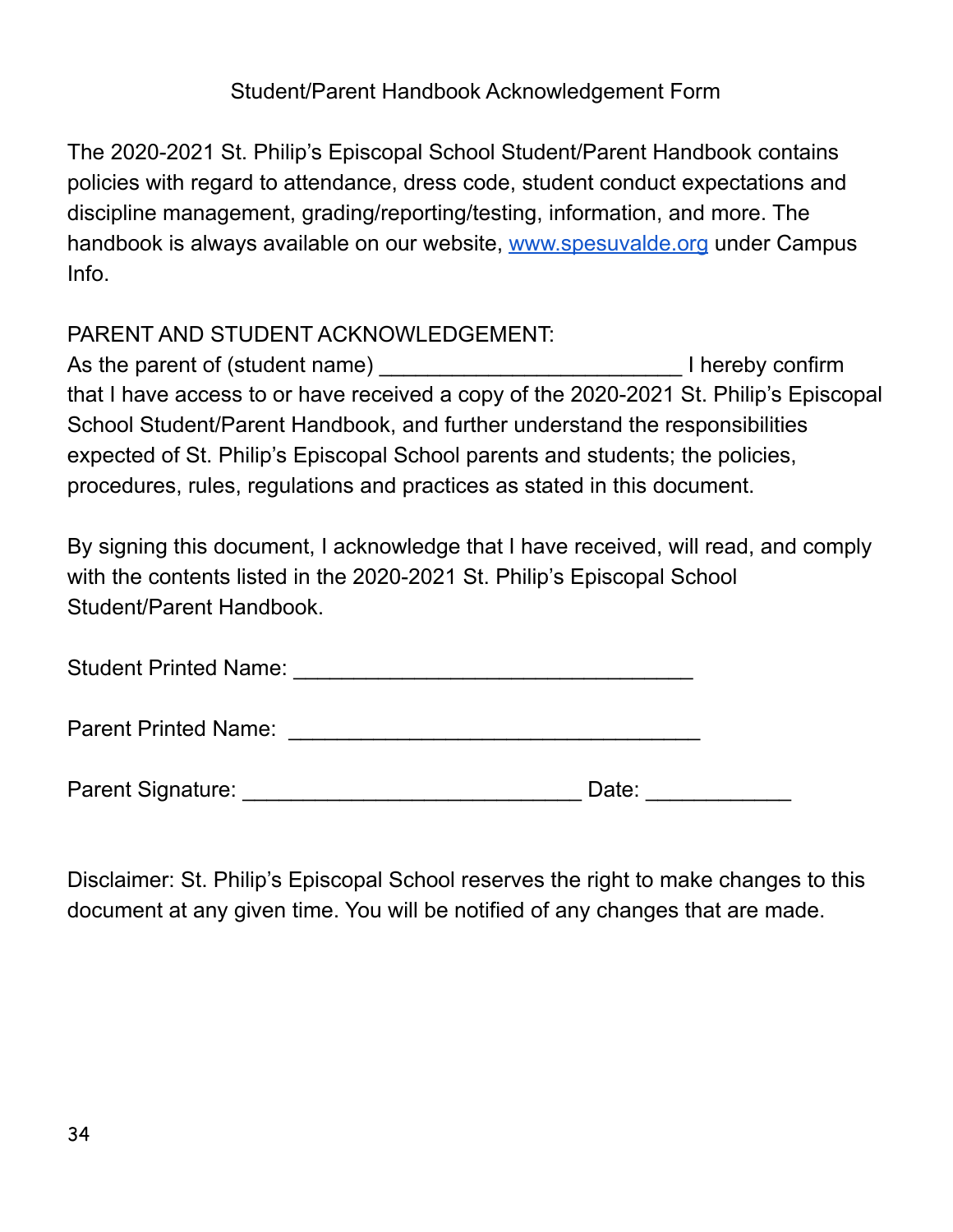# Student/Parent Handbook Acknowledgement Form

The 2020-2021 St. Philip's Episcopal School Student/Parent Handbook contains policies with regard to attendance, dress code, student conduct expectations and discipline management, grading/reporting/testing, information, and more. The handbook is always available on our website, [www.spesuvalde.org](http://www.spesuvalde.org) under Campus Info.

PARENT AND STUDENT ACKNOWLEDGEMENT:
As the parent of (student name) ________________________ I hereby confirm that I have access to or have received a copy of the 2020-2021 St. Philip's Episcopal School Student/Parent Handbook, and further understand the responsibilities expected of St. Philip's Episcopal School parents and students; the policies, procedures, rules, regulations and practices as stated in this document.

By signing this document, I acknowledge that I have received, will read, and comply with the contents listed in the 2020-2021 St. Philip's Episcopal School Student/Parent Handbook.

Student Printed Name: ________________________________

Parent Printed Name: _________________________________

Parent Signature: ___________________________ Date: ____________

Disclaimer: St. Philip's Episcopal School reserves the right to make changes to this document at any given time. You will be notified of any changes that are made.